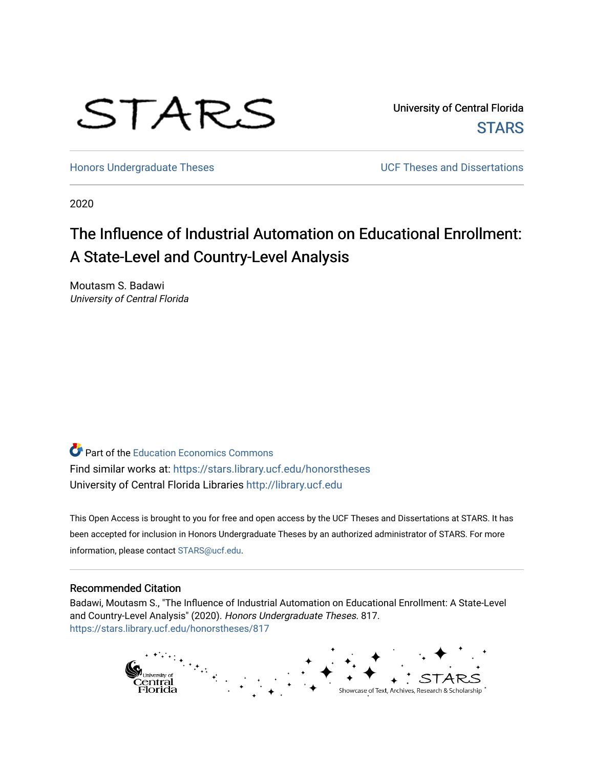STARS

University of Central Florida
STARS

Honors Undergraduate Theses

UCF Theses and Dissertations

2020

# The Influence of Industrial Automation on Educational Enrollment: A State-Level and Country-Level Analysis

Moutasm S. Badawi
*University of Central Florida*

Part of the Education Economics Commons

Find similar works at: https://stars.library.ucf.edu/honorstheses

University of Central Florida Libraries http://library.ucf.edu

This Open Access is brought to you for free and open access by the UCF Theses and Dissertations at STARS. It has been accepted for inclusion in Honors Undergraduate Theses by an authorized administrator of STARS. For more information, please contact STARS@ucf.edu.

## Recommended Citation

Badawi, Moutasm S., "The Influence of Industrial Automation on Educational Enrollment: A State-Level and Country-Level Analysis" (2020). *Honors Undergraduate Theses*. 817.
https://stars.library.ucf.edu/honorstheses/817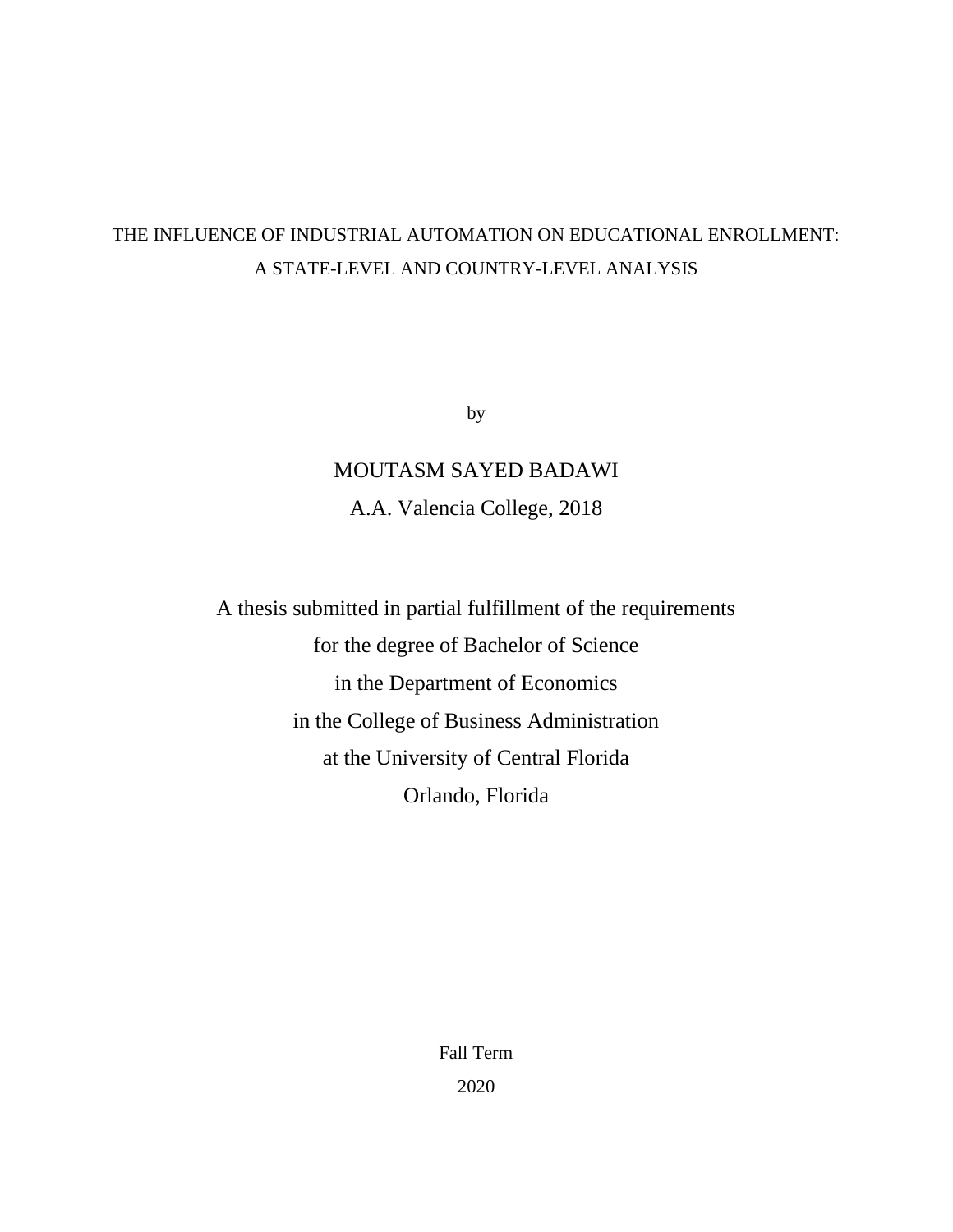# THE INFLUENCE OF INDUSTRIAL AUTOMATION ON EDUCATIONAL ENROLLMENT: A STATE-LEVEL AND COUNTRY-LEVEL ANALYSIS

by

MOUTASM SAYED BADAWI

A.A. Valencia College, 2018

A thesis submitted in partial fulfillment of the requirements
for the degree of Bachelor of Science
in the Department of Economics
in the College of Business Administration
at the University of Central Florida
Orlando, Florida

Fall Term
2020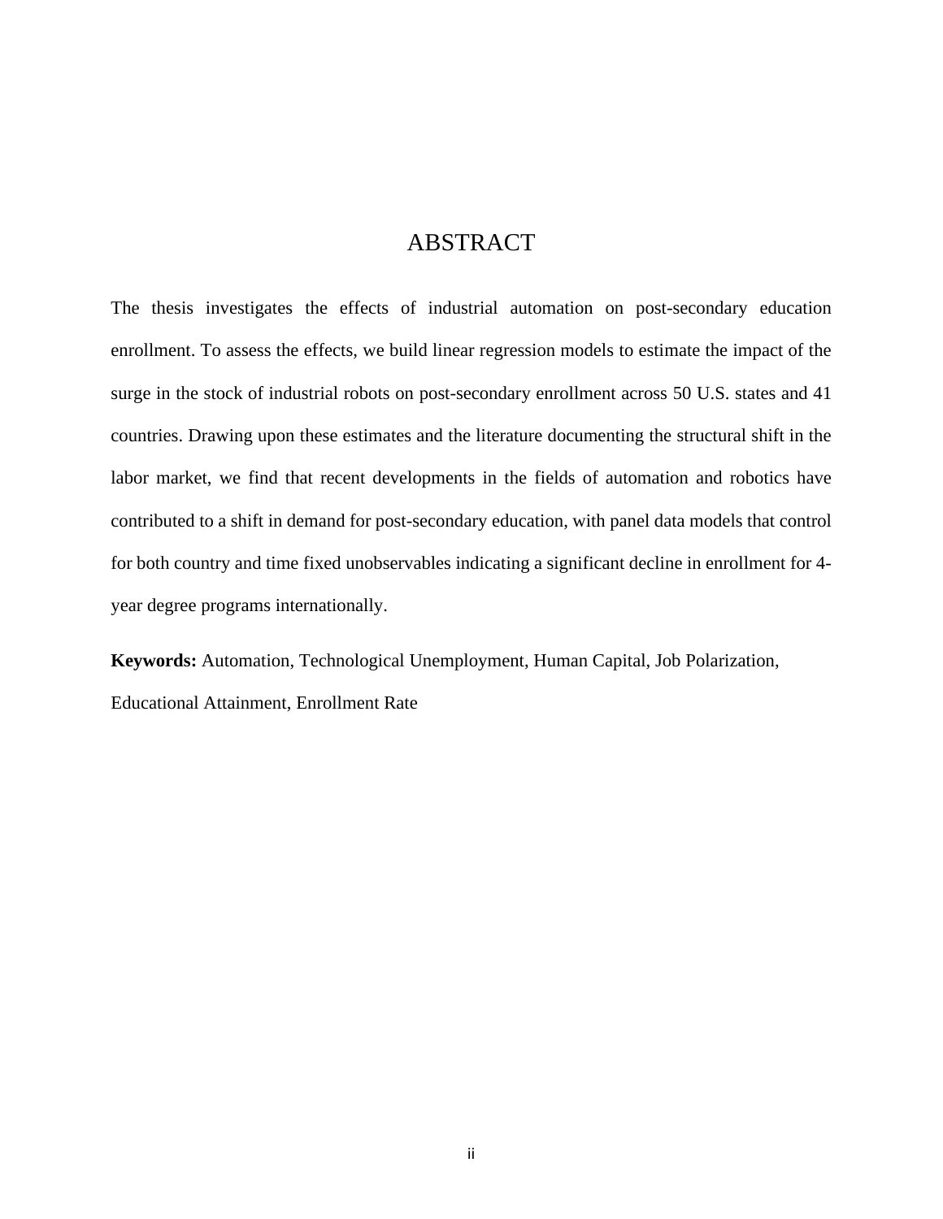# ABSTRACT

The thesis investigates the effects of industrial automation on post-secondary education enrollment. To assess the effects, we build linear regression models to estimate the impact of the surge in the stock of industrial robots on post-secondary enrollment across 50 U.S. states and 41 countries. Drawing upon these estimates and the literature documenting the structural shift in the labor market, we find that recent developments in the fields of automation and robotics have contributed to a shift in demand for post-secondary education, with panel data models that control for both country and time fixed unobservables indicating a significant decline in enrollment for 4-year degree programs internationally.

**Keywords:** Automation, Technological Unemployment, Human Capital, Job Polarization, Educational Attainment, Enrollment Rate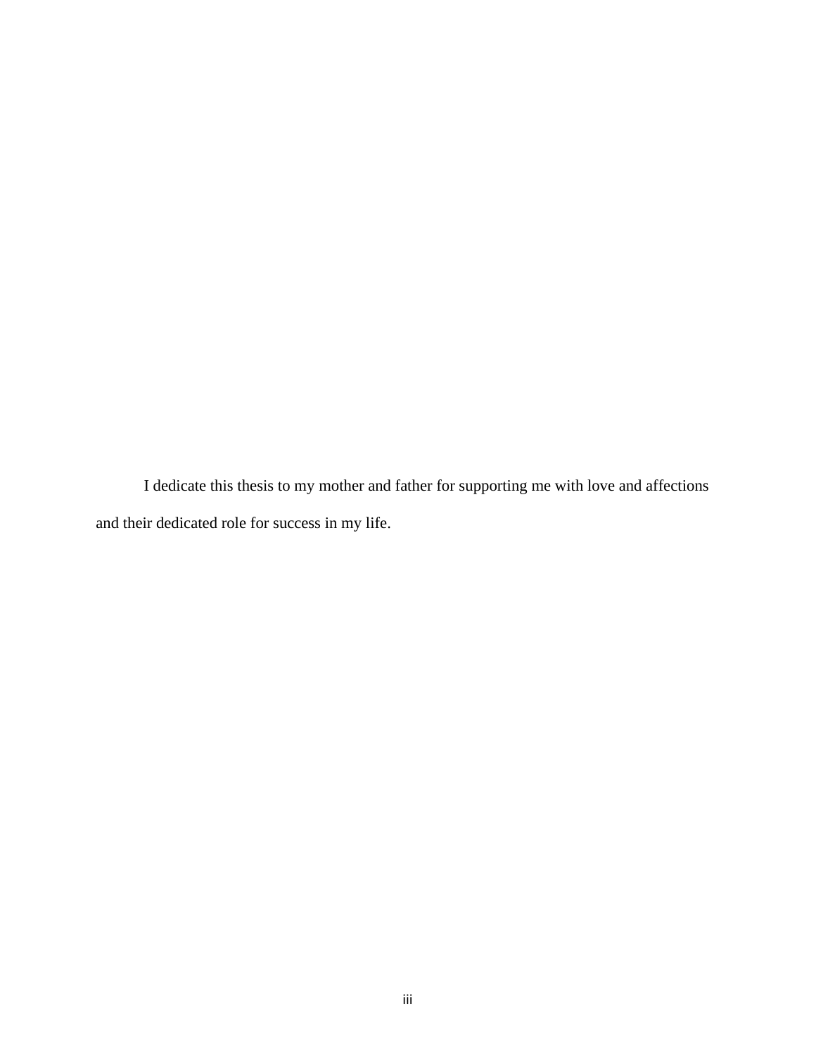I dedicate this thesis to my mother and father for supporting me with love and affections and their dedicated role for success in my life.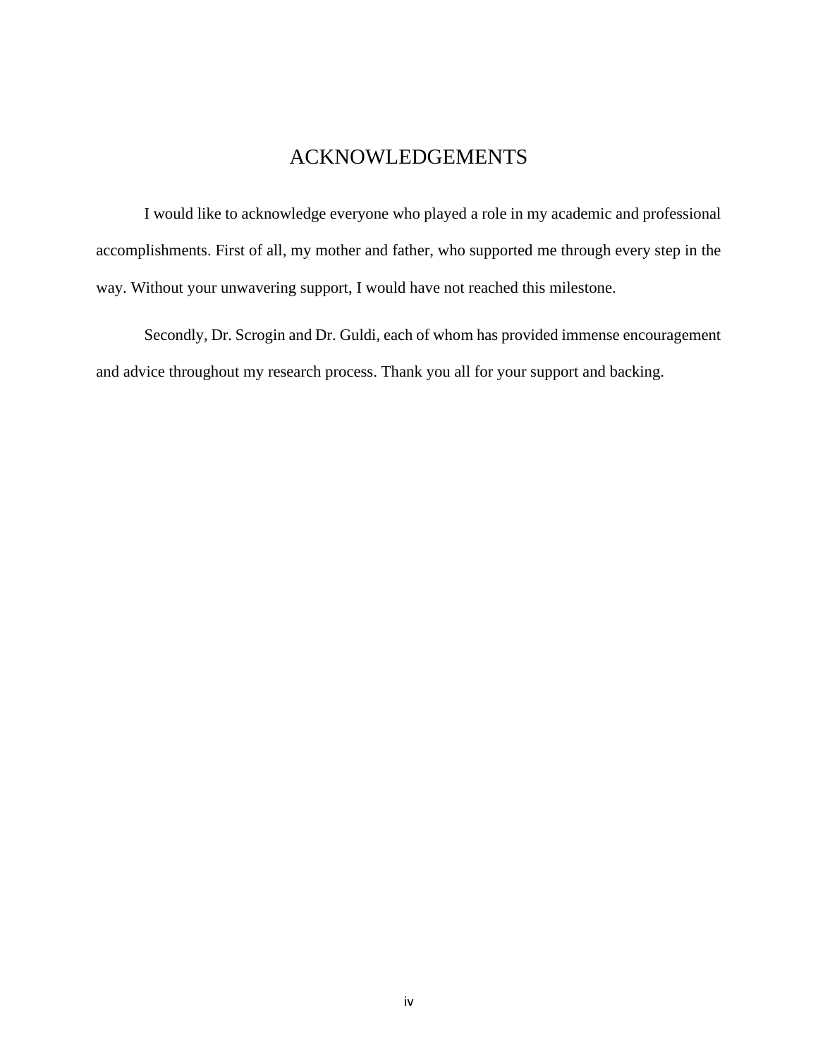# ACKNOWLEDGEMENTS

I would like to acknowledge everyone who played a role in my academic and professional accomplishments. First of all, my mother and father, who supported me through every step in the way. Without your unwavering support, I would have not reached this milestone.

Secondly, Dr. Scrogin and Dr. Guldi, each of whom has provided immense encouragement and advice throughout my research process. Thank you all for your support and backing.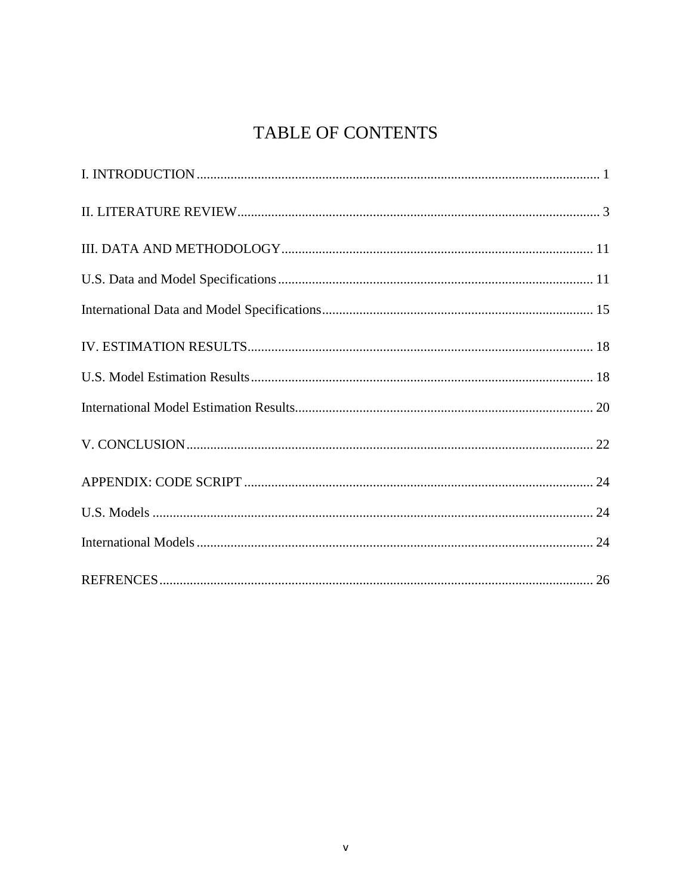# TABLE OF CONTENTS

I. INTRODUCTION ........................................................................................................ 1

II. LITERATURE REVIEW ............................................................................................ 3

III. DATA AND METHODOLOGY ................................................................................ 11

U.S. Data and Model Specifications ............................................................................. 11

International Data and Model Specifications ................................................................ 15

IV. ESTIMATION RESULTS ........................................................................................ 18

U.S. Model Estimation Results ..................................................................................... 18

International Model Estimation Results ........................................................................ 20

V. CONCLUSION .......................................................................................................... 22

APPENDIX: CODE SCRIPT ......................................................................................... 24

U.S. Models .................................................................................................................. 24

International Models ..................................................................................................... 24

REFRENCES ................................................................................................................ 26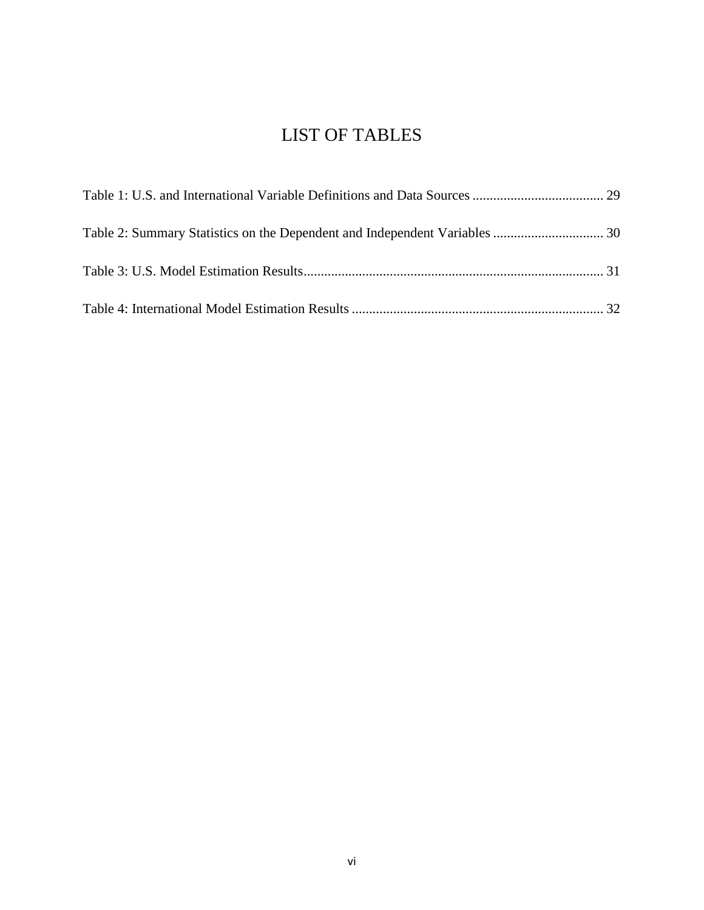# LIST OF TABLES

Table 1: U.S. and International Variable Definitions and Data Sources ...................................... 29

Table 2: Summary Statistics on the Dependent and Independent Variables ................................ 30

Table 3: U.S. Model Estimation Results....................................................................................... 31

Table 4: International Model Estimation Results ......................................................................... 32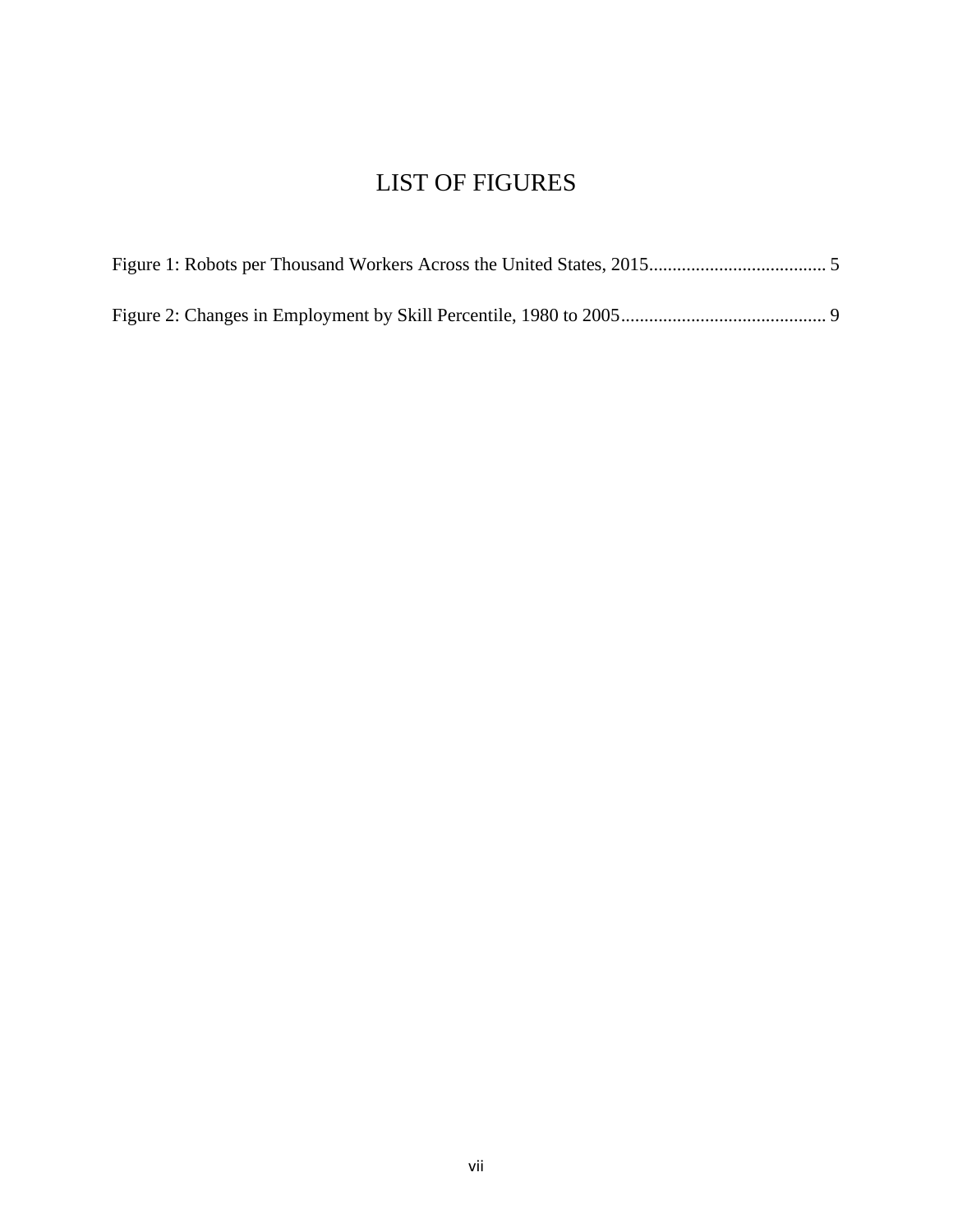# LIST OF FIGURES

Figure 1: Robots per Thousand Workers Across the United States, 2015...................................... 5

Figure 2: Changes in Employment by Skill Percentile, 1980 to 2005............................................ 9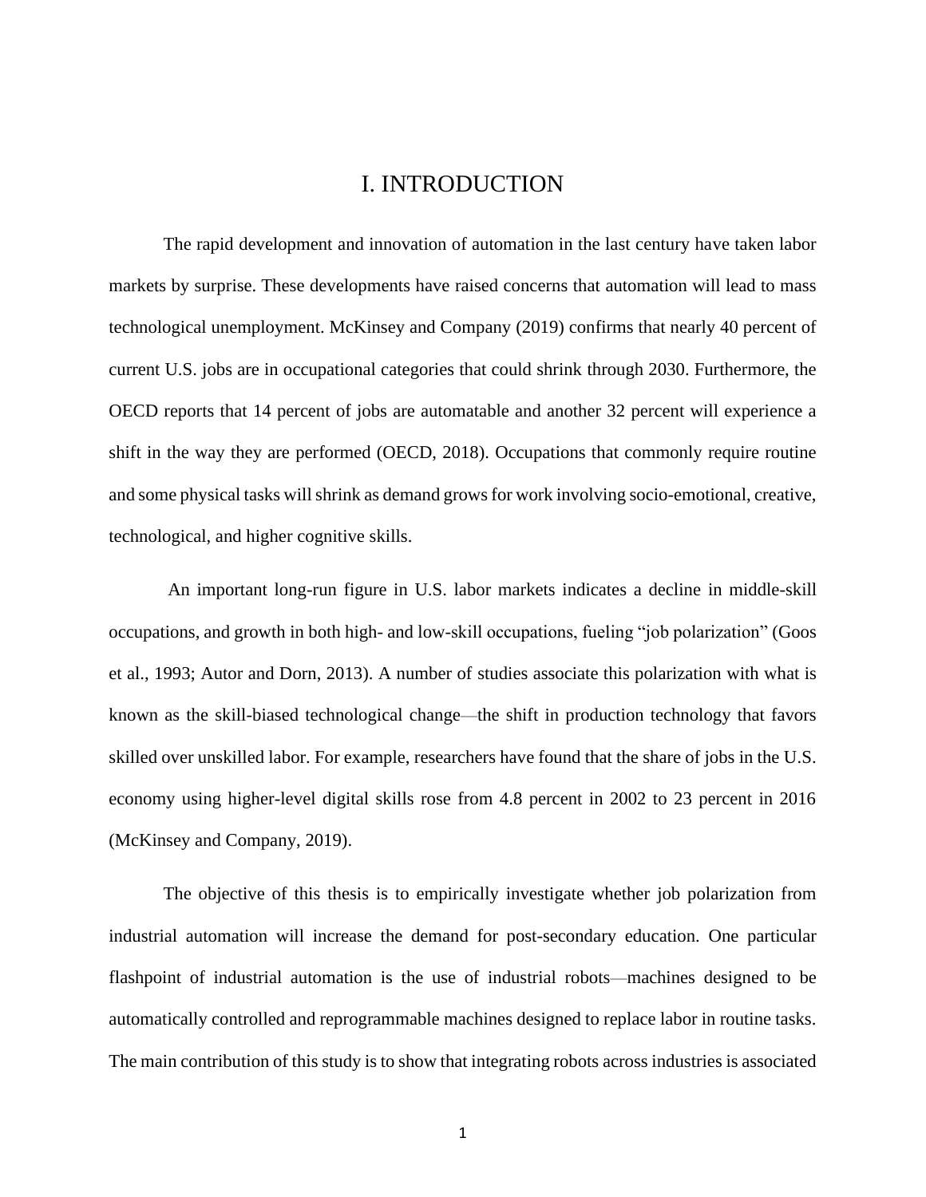# I. INTRODUCTION

The rapid development and innovation of automation in the last century have taken labor markets by surprise. These developments have raised concerns that automation will lead to mass technological unemployment. McKinsey and Company (2019) confirms that nearly 40 percent of current U.S. jobs are in occupational categories that could shrink through 2030. Furthermore, the OECD reports that 14 percent of jobs are automatable and another 32 percent will experience a shift in the way they are performed (OECD, 2018). Occupations that commonly require routine and some physical tasks will shrink as demand grows for work involving socio-emotional, creative, technological, and higher cognitive skills.

An important long-run figure in U.S. labor markets indicates a decline in middle-skill occupations, and growth in both high- and low-skill occupations, fueling "job polarization" (Goos et al., 1993; Autor and Dorn, 2013). A number of studies associate this polarization with what is known as the skill-biased technological change—the shift in production technology that favors skilled over unskilled labor. For example, researchers have found that the share of jobs in the U.S. economy using higher-level digital skills rose from 4.8 percent in 2002 to 23 percent in 2016 (McKinsey and Company, 2019).

The objective of this thesis is to empirically investigate whether job polarization from industrial automation will increase the demand for post-secondary education. One particular flashpoint of industrial automation is the use of industrial robots—machines designed to be automatically controlled and reprogrammable machines designed to replace labor in routine tasks. The main contribution of this study is to show that integrating robots across industries is associated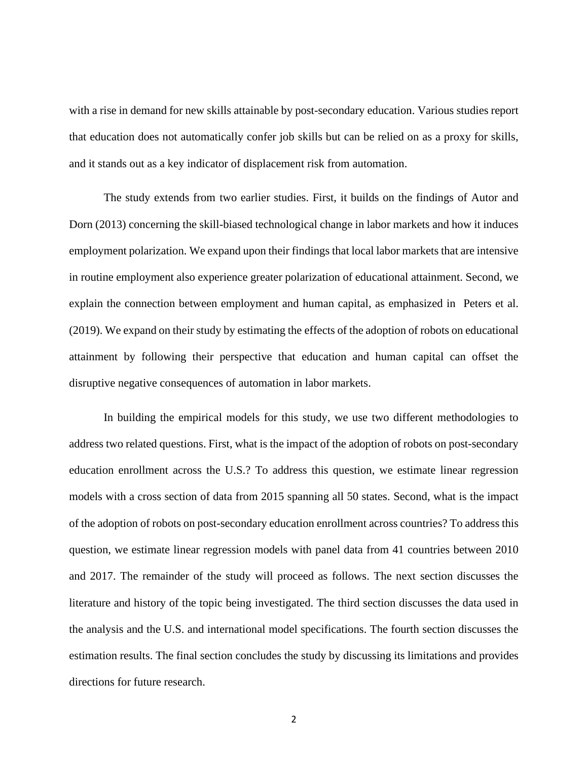with a rise in demand for new skills attainable by post-secondary education. Various studies report that education does not automatically confer job skills but can be relied on as a proxy for skills, and it stands out as a key indicator of displacement risk from automation.

The study extends from two earlier studies. First, it builds on the findings of Autor and Dorn (2013) concerning the skill-biased technological change in labor markets and how it induces employment polarization. We expand upon their findings that local labor markets that are intensive in routine employment also experience greater polarization of educational attainment. Second, we explain the connection between employment and human capital, as emphasized in Peters et al. (2019). We expand on their study by estimating the effects of the adoption of robots on educational attainment by following their perspective that education and human capital can offset the disruptive negative consequences of automation in labor markets.

In building the empirical models for this study, we use two different methodologies to address two related questions. First, what is the impact of the adoption of robots on post-secondary education enrollment across the U.S.? To address this question, we estimate linear regression models with a cross section of data from 2015 spanning all 50 states. Second, what is the impact of the adoption of robots on post-secondary education enrollment across countries? To address this question, we estimate linear regression models with panel data from 41 countries between 2010 and 2017. The remainder of the study will proceed as follows. The next section discusses the literature and history of the topic being investigated. The third section discusses the data used in the analysis and the U.S. and international model specifications. The fourth section discusses the estimation results. The final section concludes the study by discussing its limitations and provides directions for future research.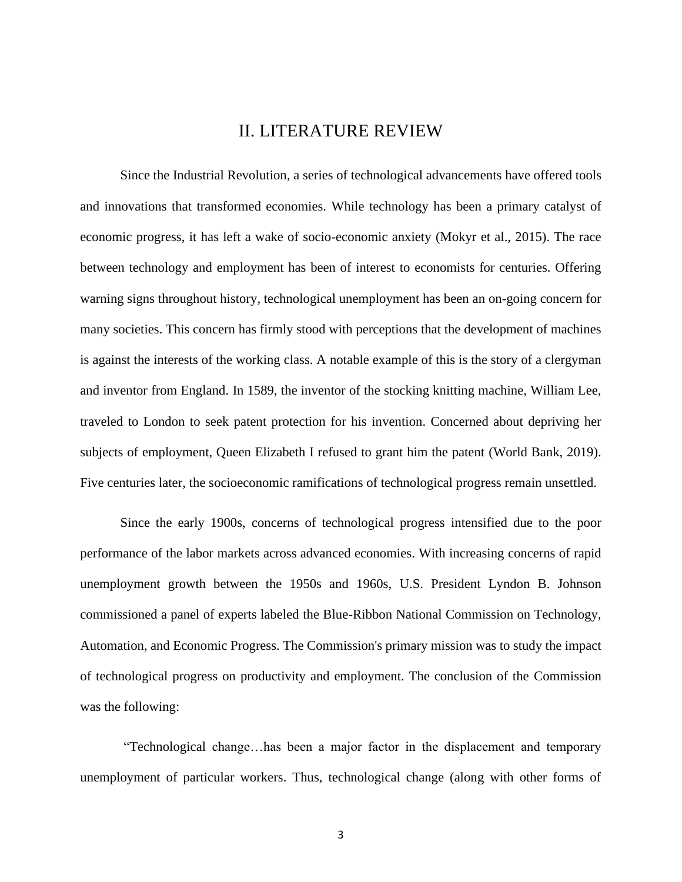# II. LITERATURE REVIEW

Since the Industrial Revolution, a series of technological advancements have offered tools and innovations that transformed economies. While technology has been a primary catalyst of economic progress, it has left a wake of socio-economic anxiety (Mokyr et al., 2015). The race between technology and employment has been of interest to economists for centuries. Offering warning signs throughout history, technological unemployment has been an on-going concern for many societies. This concern has firmly stood with perceptions that the development of machines is against the interests of the working class. A notable example of this is the story of a clergyman and inventor from England. In 1589, the inventor of the stocking knitting machine, William Lee, traveled to London to seek patent protection for his invention. Concerned about depriving her subjects of employment, Queen Elizabeth I refused to grant him the patent (World Bank, 2019). Five centuries later, the socioeconomic ramifications of technological progress remain unsettled.

Since the early 1900s, concerns of technological progress intensified due to the poor performance of the labor markets across advanced economies. With increasing concerns of rapid unemployment growth between the 1950s and 1960s, U.S. President Lyndon B. Johnson commissioned a panel of experts labeled the Blue-Ribbon National Commission on Technology, Automation, and Economic Progress. The Commission's primary mission was to study the impact of technological progress on productivity and employment. The conclusion of the Commission was the following:

"Technological change…has been a major factor in the displacement and temporary unemployment of particular workers. Thus, technological change (along with other forms of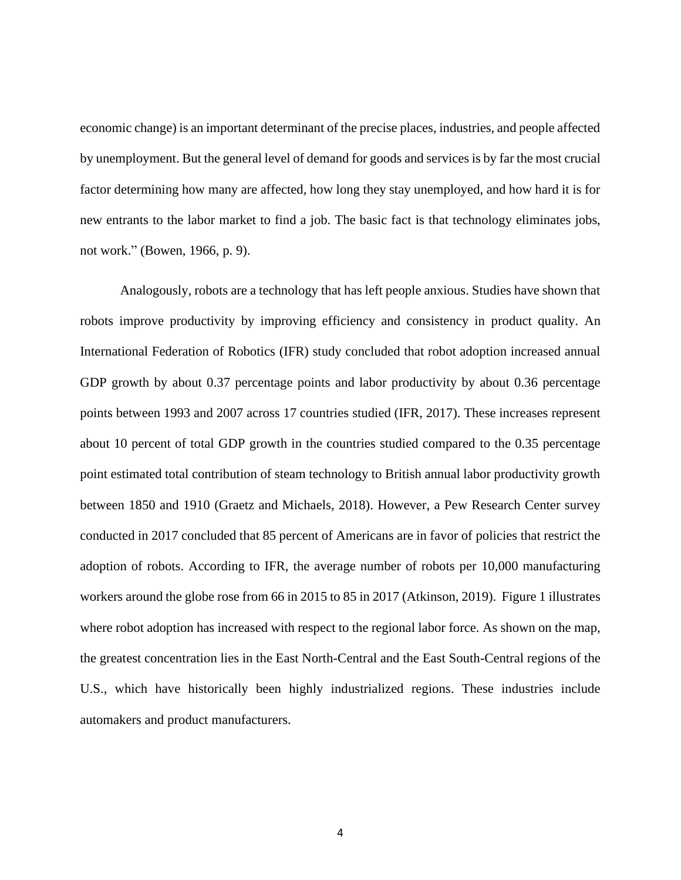economic change) is an important determinant of the precise places, industries, and people affected by unemployment. But the general level of demand for goods and services is by far the most crucial factor determining how many are affected, how long they stay unemployed, and how hard it is for new entrants to the labor market to find a job. The basic fact is that technology eliminates jobs, not work." (Bowen, 1966, p. 9).

Analogously, robots are a technology that has left people anxious. Studies have shown that robots improve productivity by improving efficiency and consistency in product quality. An International Federation of Robotics (IFR) study concluded that robot adoption increased annual GDP growth by about 0.37 percentage points and labor productivity by about 0.36 percentage points between 1993 and 2007 across 17 countries studied (IFR, 2017). These increases represent about 10 percent of total GDP growth in the countries studied compared to the 0.35 percentage point estimated total contribution of steam technology to British annual labor productivity growth between 1850 and 1910 (Graetz and Michaels, 2018). However, a Pew Research Center survey conducted in 2017 concluded that 85 percent of Americans are in favor of policies that restrict the adoption of robots. According to IFR, the average number of robots per 10,000 manufacturing workers around the globe rose from 66 in 2015 to 85 in 2017 (Atkinson, 2019). Figure 1 illustrates where robot adoption has increased with respect to the regional labor force. As shown on the map, the greatest concentration lies in the East North-Central and the East South-Central regions of the U.S., which have historically been highly industrialized regions. These industries include automakers and product manufacturers.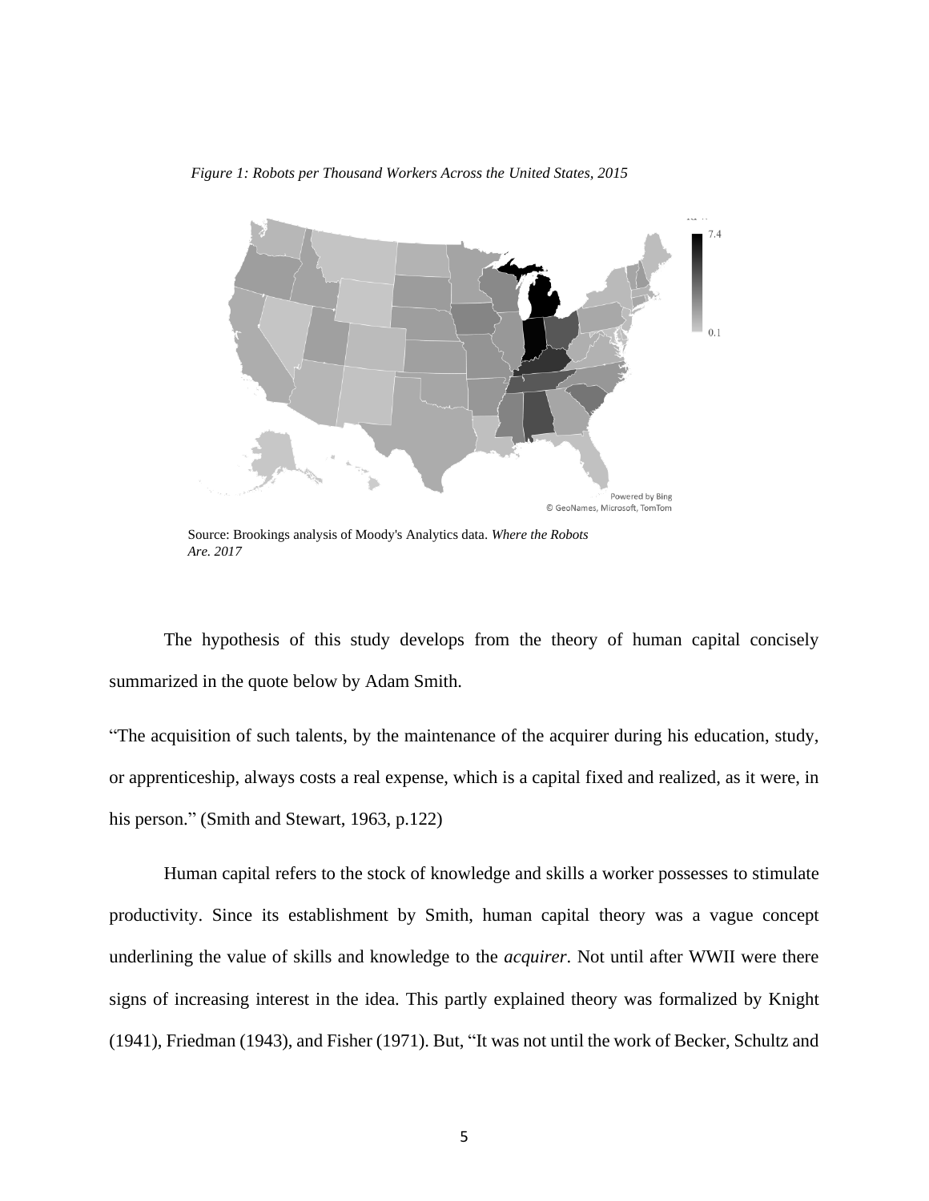*Figure 1: Robots per Thousand Workers Across the United States, 2015*

Source: Brookings analysis of Moody's Analytics data. *Where the Robots Are. 2017*

The hypothesis of this study develops from the theory of human capital concisely summarized in the quote below by Adam Smith.

"The acquisition of such talents, by the maintenance of the acquirer during his education, study, or apprenticeship, always costs a real expense, which is a capital fixed and realized, as it were, in his person." (Smith and Stewart, 1963, p.122)

Human capital refers to the stock of knowledge and skills a worker possesses to stimulate productivity. Since its establishment by Smith, human capital theory was a vague concept underlining the value of skills and knowledge to the *acquirer*. Not until after WWII were there signs of increasing interest in the idea. This partly explained theory was formalized by Knight (1941), Friedman (1943), and Fisher (1971). But, "It was not until the work of Becker, Schultz and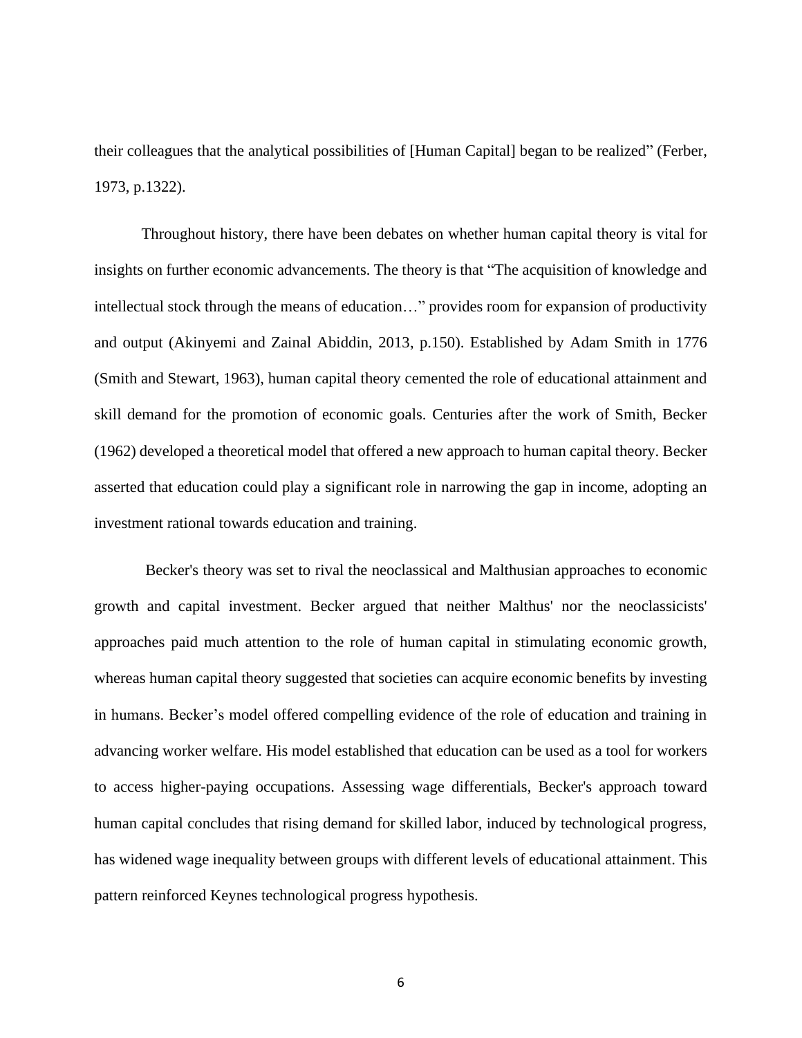their colleagues that the analytical possibilities of [Human Capital] began to be realized" (Ferber, 1973, p.1322).

Throughout history, there have been debates on whether human capital theory is vital for insights on further economic advancements. The theory is that "The acquisition of knowledge and intellectual stock through the means of education…" provides room for expansion of productivity and output (Akinyemi and Zainal Abiddin, 2013, p.150). Established by Adam Smith in 1776 (Smith and Stewart, 1963), human capital theory cemented the role of educational attainment and skill demand for the promotion of economic goals. Centuries after the work of Smith, Becker (1962) developed a theoretical model that offered a new approach to human capital theory. Becker asserted that education could play a significant role in narrowing the gap in income, adopting an investment rational towards education and training.

Becker's theory was set to rival the neoclassical and Malthusian approaches to economic growth and capital investment. Becker argued that neither Malthus' nor the neoclassicists' approaches paid much attention to the role of human capital in stimulating economic growth, whereas human capital theory suggested that societies can acquire economic benefits by investing in humans. Becker's model offered compelling evidence of the role of education and training in advancing worker welfare. His model established that education can be used as a tool for workers to access higher-paying occupations. Assessing wage differentials, Becker's approach toward human capital concludes that rising demand for skilled labor, induced by technological progress, has widened wage inequality between groups with different levels of educational attainment. This pattern reinforced Keynes technological progress hypothesis.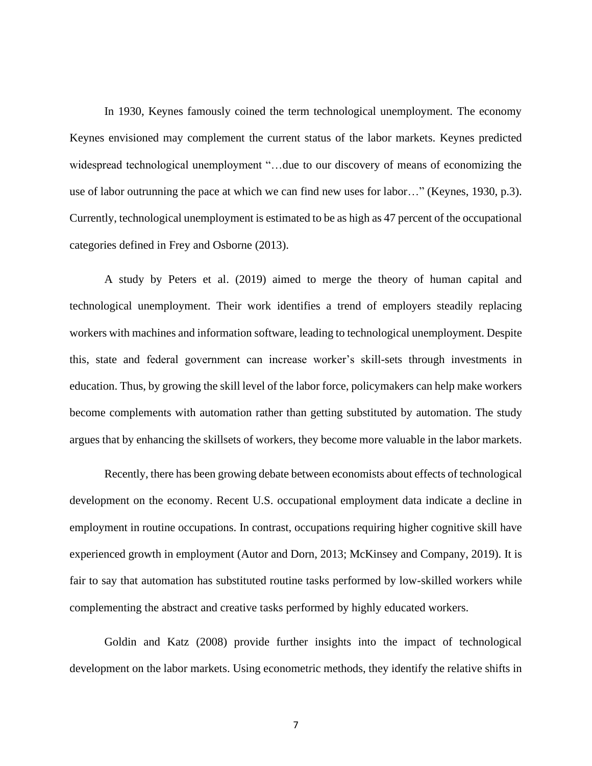In 1930, Keynes famously coined the term technological unemployment. The economy Keynes envisioned may complement the current status of the labor markets. Keynes predicted widespread technological unemployment "…due to our discovery of means of economizing the use of labor outrunning the pace at which we can find new uses for labor…" (Keynes, 1930, p.3). Currently, technological unemployment is estimated to be as high as 47 percent of the occupational categories defined in Frey and Osborne (2013).

A study by Peters et al. (2019) aimed to merge the theory of human capital and technological unemployment. Their work identifies a trend of employers steadily replacing workers with machines and information software, leading to technological unemployment. Despite this, state and federal government can increase worker's skill-sets through investments in education. Thus, by growing the skill level of the labor force, policymakers can help make workers become complements with automation rather than getting substituted by automation. The study argues that by enhancing the skillsets of workers, they become more valuable in the labor markets.

Recently, there has been growing debate between economists about effects of technological development on the economy. Recent U.S. occupational employment data indicate a decline in employment in routine occupations. In contrast, occupations requiring higher cognitive skill have experienced growth in employment (Autor and Dorn, 2013; McKinsey and Company, 2019). It is fair to say that automation has substituted routine tasks performed by low-skilled workers while complementing the abstract and creative tasks performed by highly educated workers.

Goldin and Katz (2008) provide further insights into the impact of technological development on the labor markets. Using econometric methods, they identify the relative shifts in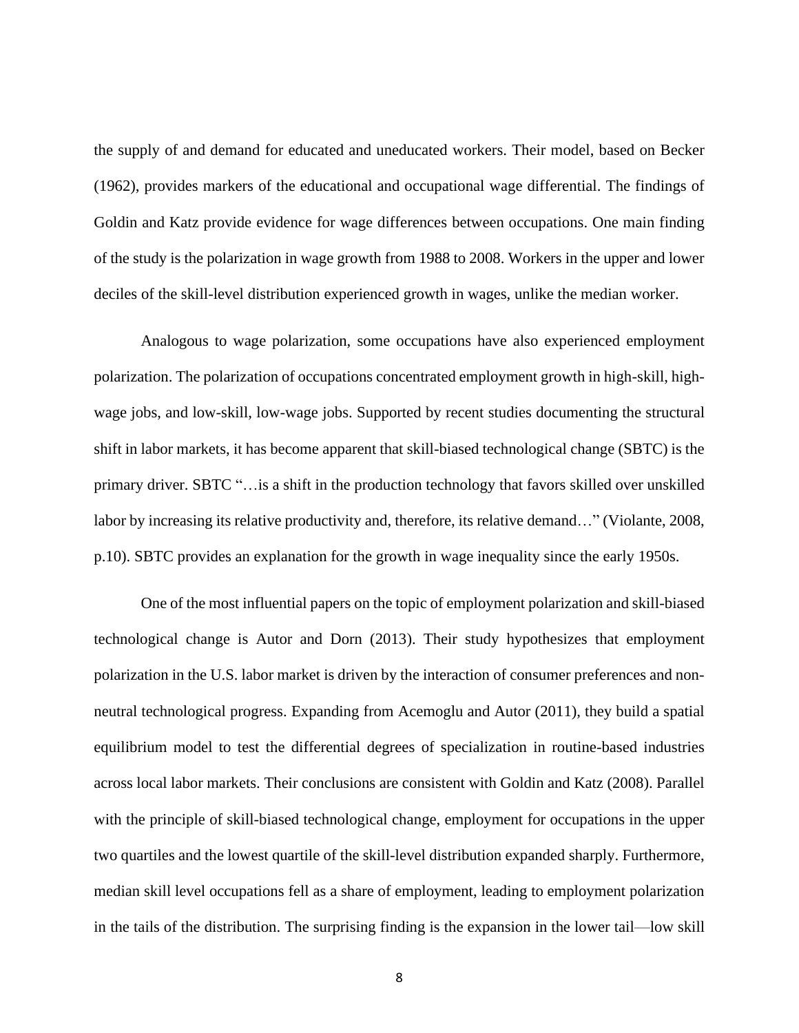the supply of and demand for educated and uneducated workers. Their model, based on Becker (1962), provides markers of the educational and occupational wage differential. The findings of Goldin and Katz provide evidence for wage differences between occupations. One main finding of the study is the polarization in wage growth from 1988 to 2008. Workers in the upper and lower deciles of the skill-level distribution experienced growth in wages, unlike the median worker.

Analogous to wage polarization, some occupations have also experienced employment polarization. The polarization of occupations concentrated employment growth in high-skill, high-wage jobs, and low-skill, low-wage jobs. Supported by recent studies documenting the structural shift in labor markets, it has become apparent that skill-biased technological change (SBTC) is the primary driver. SBTC "…is a shift in the production technology that favors skilled over unskilled labor by increasing its relative productivity and, therefore, its relative demand…" (Violante, 2008, p.10). SBTC provides an explanation for the growth in wage inequality since the early 1950s.

One of the most influential papers on the topic of employment polarization and skill-biased technological change is Autor and Dorn (2013). Their study hypothesizes that employment polarization in the U.S. labor market is driven by the interaction of consumer preferences and non-neutral technological progress. Expanding from Acemoglu and Autor (2011), they build a spatial equilibrium model to test the differential degrees of specialization in routine-based industries across local labor markets. Their conclusions are consistent with Goldin and Katz (2008). Parallel with the principle of skill-biased technological change, employment for occupations in the upper two quartiles and the lowest quartile of the skill-level distribution expanded sharply. Furthermore, median skill level occupations fell as a share of employment, leading to employment polarization in the tails of the distribution. The surprising finding is the expansion in the lower tail—low skill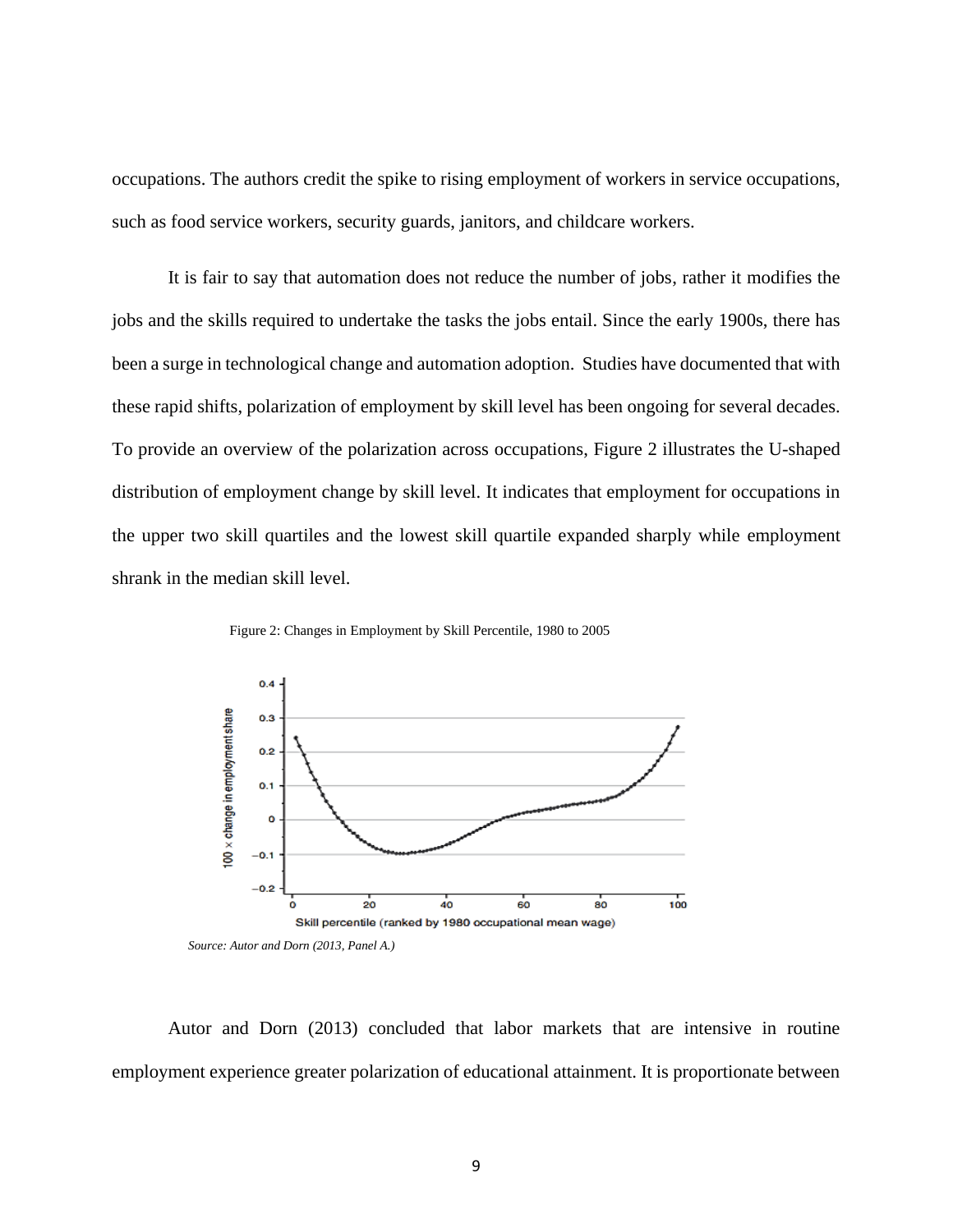occupations. The authors credit the spike to rising employment of workers in service occupations, such as food service workers, security guards, janitors, and childcare workers.

It is fair to say that automation does not reduce the number of jobs, rather it modifies the jobs and the skills required to undertake the tasks the jobs entail. Since the early 1900s, there has been a surge in technological change and automation adoption. Studies have documented that with these rapid shifts, polarization of employment by skill level has been ongoing for several decades. To provide an overview of the polarization across occupations, Figure 2 illustrates the U-shaped distribution of employment change by skill level. It indicates that employment for occupations in the upper two skill quartiles and the lowest skill quartile expanded sharply while employment shrank in the median skill level.

Figure 2: Changes in Employment by Skill Percentile, 1980 to 2005

*Source: Autor and Dorn (2013, Panel A.)*

Autor and Dorn (2013) concluded that labor markets that are intensive in routine employment experience greater polarization of educational attainment. It is proportionate between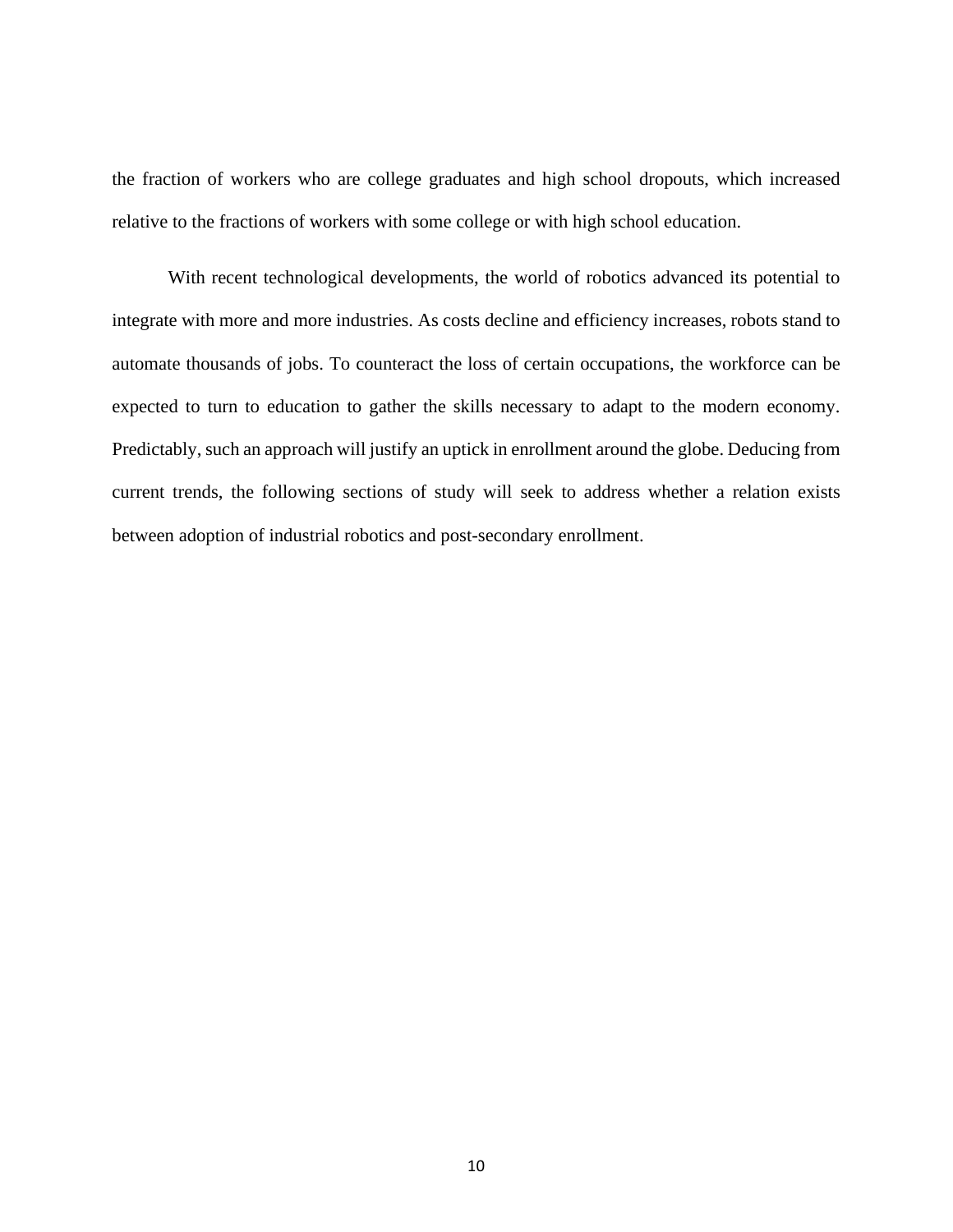the fraction of workers who are college graduates and high school dropouts, which increased relative to the fractions of workers with some college or with high school education.

With recent technological developments, the world of robotics advanced its potential to integrate with more and more industries. As costs decline and efficiency increases, robots stand to automate thousands of jobs. To counteract the loss of certain occupations, the workforce can be expected to turn to education to gather the skills necessary to adapt to the modern economy. Predictably, such an approach will justify an uptick in enrollment around the globe. Deducing from current trends, the following sections of study will seek to address whether a relation exists between adoption of industrial robotics and post-secondary enrollment.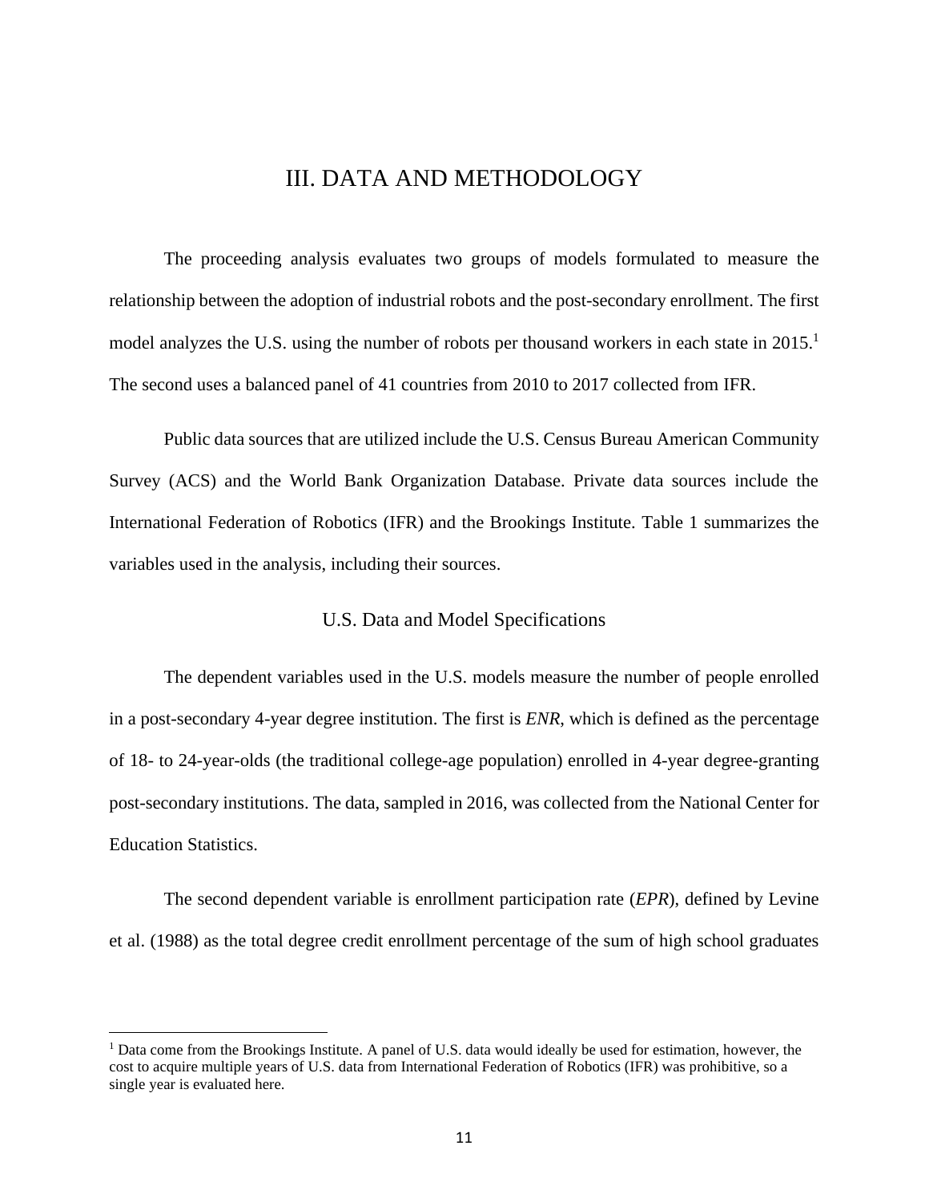# III. DATA AND METHODOLOGY

The proceeding analysis evaluates two groups of models formulated to measure the relationship between the adoption of industrial robots and the post-secondary enrollment. The first model analyzes the U.S. using the number of robots per thousand workers in each state in 2015.[1] The second uses a balanced panel of 41 countries from 2010 to 2017 collected from IFR.

Public data sources that are utilized include the U.S. Census Bureau American Community Survey (ACS) and the World Bank Organization Database. Private data sources include the International Federation of Robotics (IFR) and the Brookings Institute. Table 1 summarizes the variables used in the analysis, including their sources.

## U.S. Data and Model Specifications

The dependent variables used in the U.S. models measure the number of people enrolled in a post-secondary 4-year degree institution. The first is *ENR*, which is defined as the percentage of 18- to 24-year-olds (the traditional college-age population) enrolled in 4-year degree-granting post-secondary institutions. The data, sampled in 2016, was collected from the National Center for Education Statistics.

The second dependent variable is enrollment participation rate (*EPR*), defined by Levine et al. (1988) as the total degree credit enrollment percentage of the sum of high school graduates

[1] Data come from the Brookings Institute. A panel of U.S. data would ideally be used for estimation, however, the cost to acquire multiple years of U.S. data from International Federation of Robotics (IFR) was prohibitive, so a single year is evaluated here.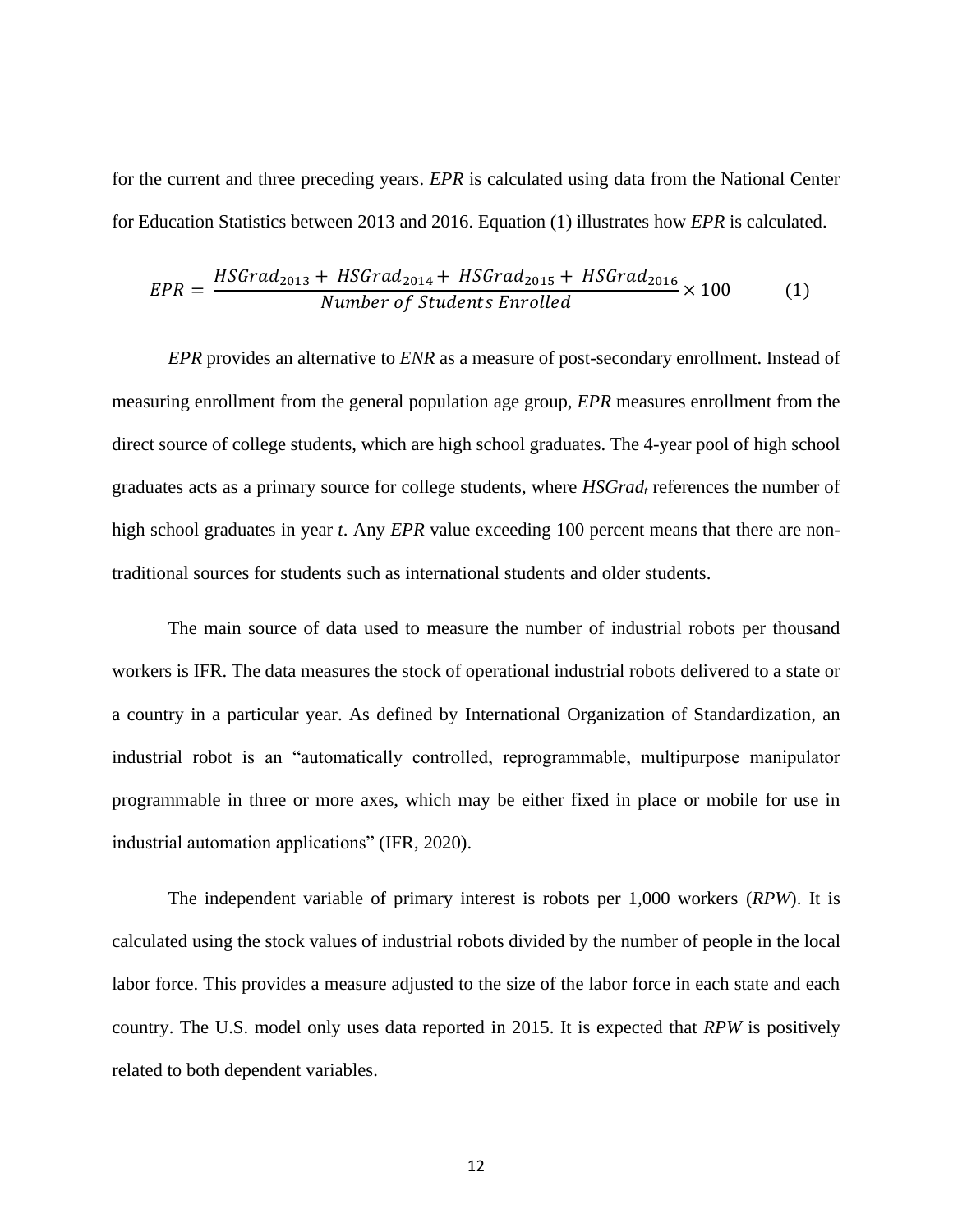for the current and three preceding years. *EPR* is calculated using data from the National Center for Education Statistics between 2013 and 2016. Equation (1) illustrates how *EPR* is calculated.

$$EPR = \frac{HSGrad_{2013} + HSGrad_{2014} + HSGrad_{2015} + HSGrad_{2016}}{Number\ of\ Students\ Enrolled} \times 100 \qquad (1)$$

*EPR* provides an alternative to *ENR* as a measure of post-secondary enrollment. Instead of measuring enrollment from the general population age group, *EPR* measures enrollment from the direct source of college students, which are high school graduates. The 4-year pool of high school graduates acts as a primary source for college students, where $HSGrad_t$ references the number of high school graduates in year $t$. Any *EPR* value exceeding 100 percent means that there are non-traditional sources for students such as international students and older students.

The main source of data used to measure the number of industrial robots per thousand workers is IFR. The data measures the stock of operational industrial robots delivered to a state or a country in a particular year. As defined by International Organization of Standardization, an industrial robot is an "automatically controlled, reprogrammable, multipurpose manipulator programmable in three or more axes, which may be either fixed in place or mobile for use in industrial automation applications" (IFR, 2020).

The independent variable of primary interest is robots per 1,000 workers (*RPW*). It is calculated using the stock values of industrial robots divided by the number of people in the local labor force. This provides a measure adjusted to the size of the labor force in each state and each country. The U.S. model only uses data reported in 2015. It is expected that *RPW* is positively related to both dependent variables.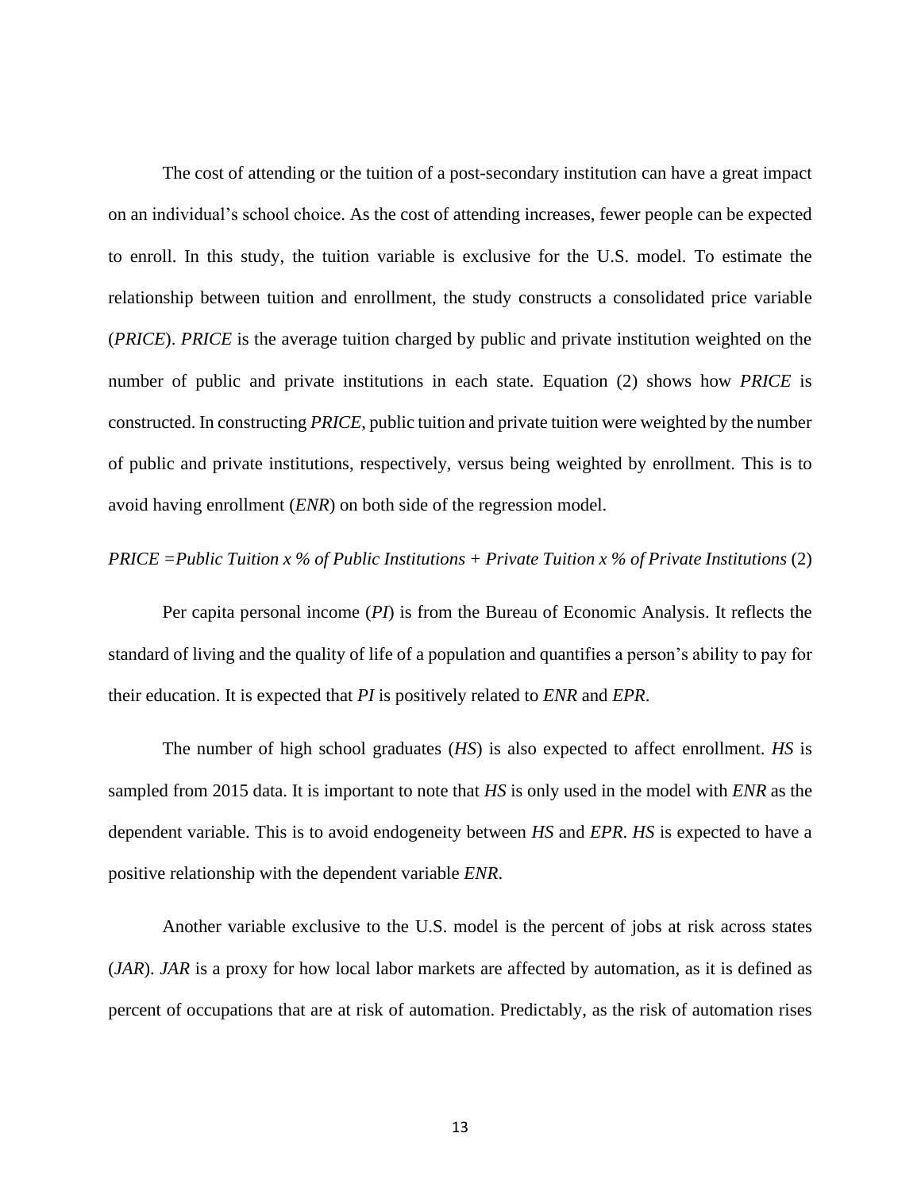The cost of attending or the tuition of a post-secondary institution can have a great impact on an individual's school choice. As the cost of attending increases, fewer people can be expected to enroll. In this study, the tuition variable is exclusive for the U.S. model. To estimate the relationship between tuition and enrollment, the study constructs a consolidated price variable (*PRICE*). *PRICE* is the average tuition charged by public and private institution weighted on the number of public and private institutions in each state. Equation (2) shows how *PRICE* is constructed. In constructing *PRICE*, public tuition and private tuition were weighted by the number of public and private institutions, respectively, versus being weighted by enrollment. This is to avoid having enrollment (*ENR*) on both side of the regression model.

*PRICE =Public Tuition x % of Public Institutions + Private Tuition x % of Private Institutions* (2)

Per capita personal income (*PI*) is from the Bureau of Economic Analysis. It reflects the standard of living and the quality of life of a population and quantifies a person's ability to pay for their education. It is expected that *PI* is positively related to *ENR* and *EPR*.

The number of high school graduates (*HS*) is also expected to affect enrollment. *HS* is sampled from 2015 data. It is important to note that *HS* is only used in the model with *ENR* as the dependent variable. This is to avoid endogeneity between *HS* and *EPR*. *HS* is expected to have a positive relationship with the dependent variable *ENR*.

Another variable exclusive to the U.S. model is the percent of jobs at risk across states (*JAR*). *JAR* is a proxy for how local labor markets are affected by automation, as it is defined as percent of occupations that are at risk of automation. Predictably, as the risk of automation rises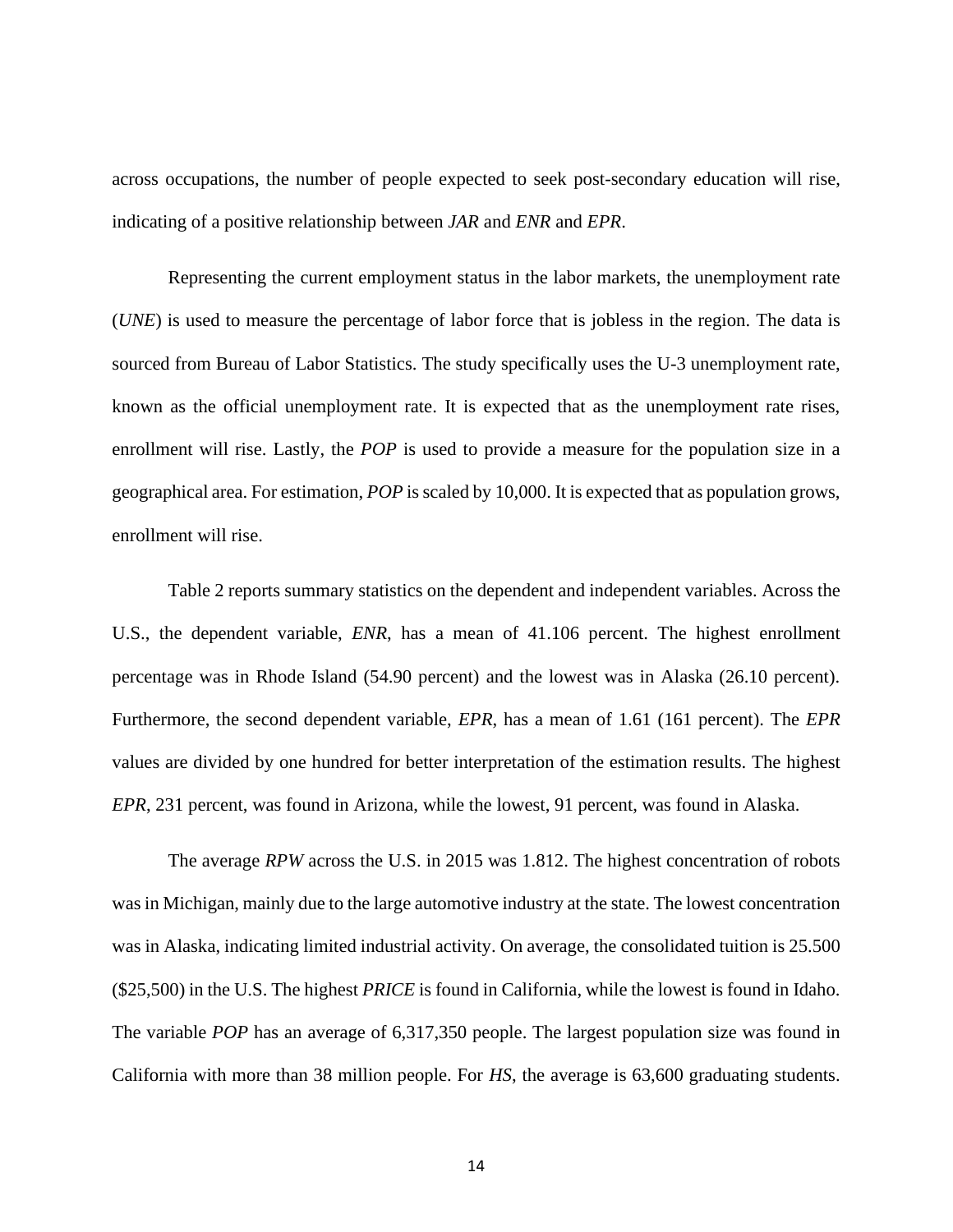across occupations, the number of people expected to seek post-secondary education will rise, indicating of a positive relationship between *JAR* and *ENR* and *EPR*.

Representing the current employment status in the labor markets, the unemployment rate (*UNE*) is used to measure the percentage of labor force that is jobless in the region. The data is sourced from Bureau of Labor Statistics. The study specifically uses the U-3 unemployment rate, known as the official unemployment rate. It is expected that as the unemployment rate rises, enrollment will rise. Lastly, the *POP* is used to provide a measure for the population size in a geographical area. For estimation, *POP* is scaled by 10,000. It is expected that as population grows, enrollment will rise.

Table 2 reports summary statistics on the dependent and independent variables. Across the U.S., the dependent variable, *ENR*, has a mean of 41.106 percent. The highest enrollment percentage was in Rhode Island (54.90 percent) and the lowest was in Alaska (26.10 percent). Furthermore, the second dependent variable, *EPR*, has a mean of 1.61 (161 percent). The *EPR* values are divided by one hundred for better interpretation of the estimation results. The highest *EPR*, 231 percent, was found in Arizona, while the lowest, 91 percent, was found in Alaska.

The average *RPW* across the U.S. in 2015 was 1.812. The highest concentration of robots was in Michigan, mainly due to the large automotive industry at the state. The lowest concentration was in Alaska, indicating limited industrial activity. On average, the consolidated tuition is 25.500 ($25,500) in the U.S. The highest *PRICE* is found in California, while the lowest is found in Idaho. The variable *POP* has an average of 6,317,350 people. The largest population size was found in California with more than 38 million people. For *HS*, the average is 63,600 graduating students.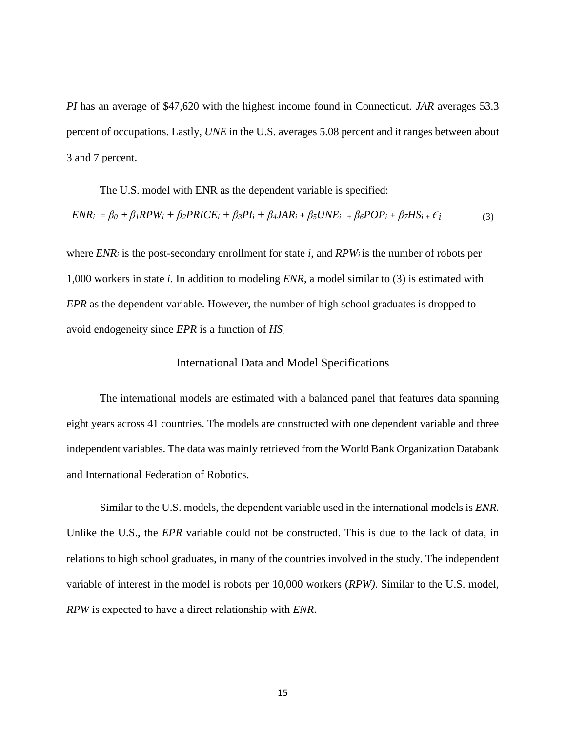*PI* has an average of \$47,620 with the highest income found in Connecticut. *JAR* averages 53.3 percent of occupations. Lastly, *UNE* in the U.S. averages 5.08 percent and it ranges between about 3 and 7 percent.

The U.S. model with ENR as the dependent variable is specified:

$$ENR_i = \beta_0 + \beta_1 RPW_i + \beta_2 PRICE_i + \beta_3 PI_i + \beta_4 JAR_i + \beta_5 UNE_i + \beta_6 POP_i + \beta_7 HS_i + \epsilon_i \tag{3}$$

where $ENR_i$ is the post-secondary enrollment for state *i*, and $RPW_i$ is the number of robots per 1,000 workers in state *i*. In addition to modeling *ENR*, a model similar to (3) is estimated with *EPR* as the dependent variable. However, the number of high school graduates is dropped to avoid endogeneity since *EPR* is a function of *HS*.

## International Data and Model Specifications

The international models are estimated with a balanced panel that features data spanning eight years across 41 countries. The models are constructed with one dependent variable and three independent variables. The data was mainly retrieved from the World Bank Organization Databank and International Federation of Robotics.

Similar to the U.S. models, the dependent variable used in the international models is *ENR*. Unlike the U.S., the *EPR* variable could not be constructed. This is due to the lack of data, in relations to high school graduates, in many of the countries involved in the study. The independent variable of interest in the model is robots per 10,000 workers (*RPW)*. Similar to the U.S. model, *RPW* is expected to have a direct relationship with *ENR*.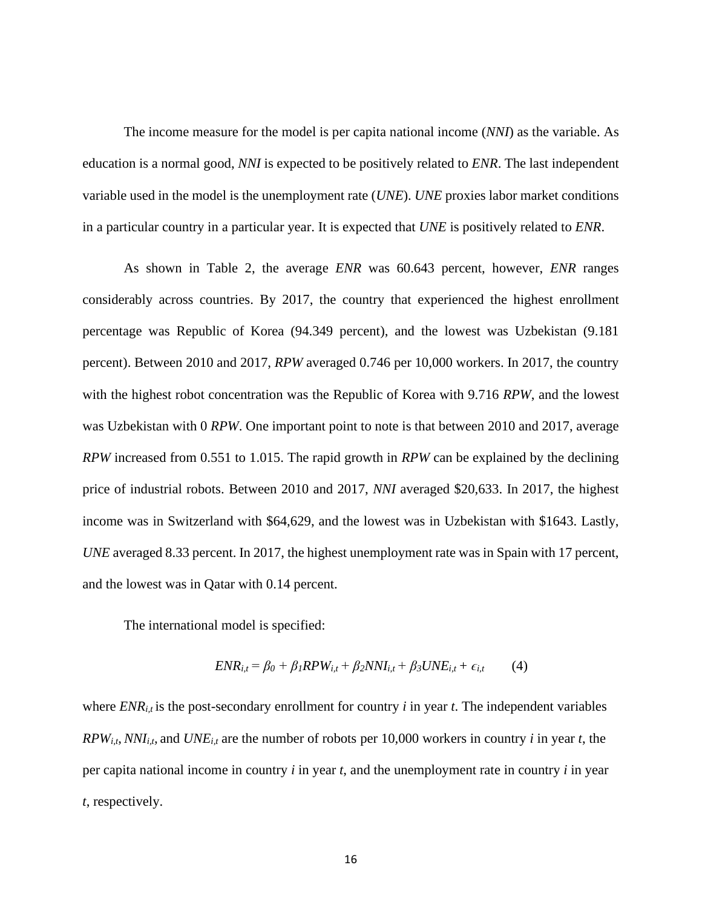The income measure for the model is per capita national income (*NNI*) as the variable. As education is a normal good, *NNI* is expected to be positively related to *ENR*. The last independent variable used in the model is the unemployment rate (*UNE*). *UNE* proxies labor market conditions in a particular country in a particular year. It is expected that *UNE* is positively related to *ENR*.

As shown in Table 2, the average *ENR* was 60.643 percent, however, *ENR* ranges considerably across countries. By 2017, the country that experienced the highest enrollment percentage was Republic of Korea (94.349 percent), and the lowest was Uzbekistan (9.181 percent). Between 2010 and 2017, *RPW* averaged 0.746 per 10,000 workers. In 2017, the country with the highest robot concentration was the Republic of Korea with 9.716 *RPW*, and the lowest was Uzbekistan with 0 *RPW*. One important point to note is that between 2010 and 2017, average *RPW* increased from 0.551 to 1.015. The rapid growth in *RPW* can be explained by the declining price of industrial robots. Between 2010 and 2017, *NNI* averaged \$20,633. In 2017, the highest income was in Switzerland with \$64,629, and the lowest was in Uzbekistan with \$1643. Lastly, *UNE* averaged 8.33 percent. In 2017, the highest unemployment rate was in Spain with 17 percent, and the lowest was in Qatar with 0.14 percent.

The international model is specified:

$$ENR_{i,t} = \beta_0 + \beta_1 RPW_{i,t} + \beta_2 NNI_{i,t} + \beta_3 UNE_{i,t} + \epsilon_{i,t} \qquad (4)$$

where $ENR_{i,t}$ is the post-secondary enrollment for country *i* in year *t*. The independent variables $RPW_{i,t}$, $NNI_{i,t}$, and $UNE_{i,t}$ are the number of robots per 10,000 workers in country *i* in year *t*, the per capita national income in country *i* in year *t*, and the unemployment rate in country *i* in year *t*, respectively.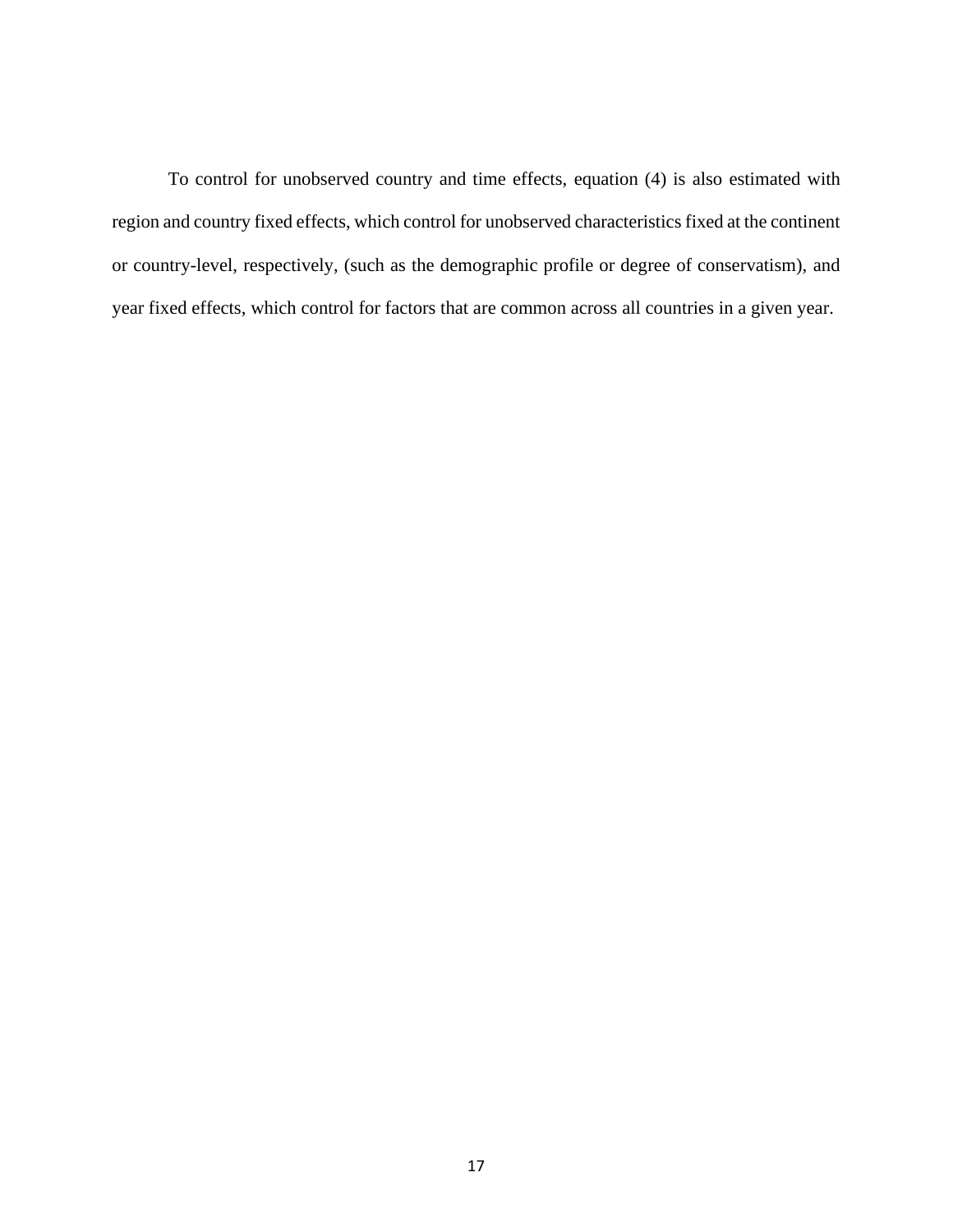To control for unobserved country and time effects, equation (4) is also estimated with region and country fixed effects, which control for unobserved characteristics fixed at the continent or country-level, respectively, (such as the demographic profile or degree of conservatism), and year fixed effects, which control for factors that are common across all countries in a given year.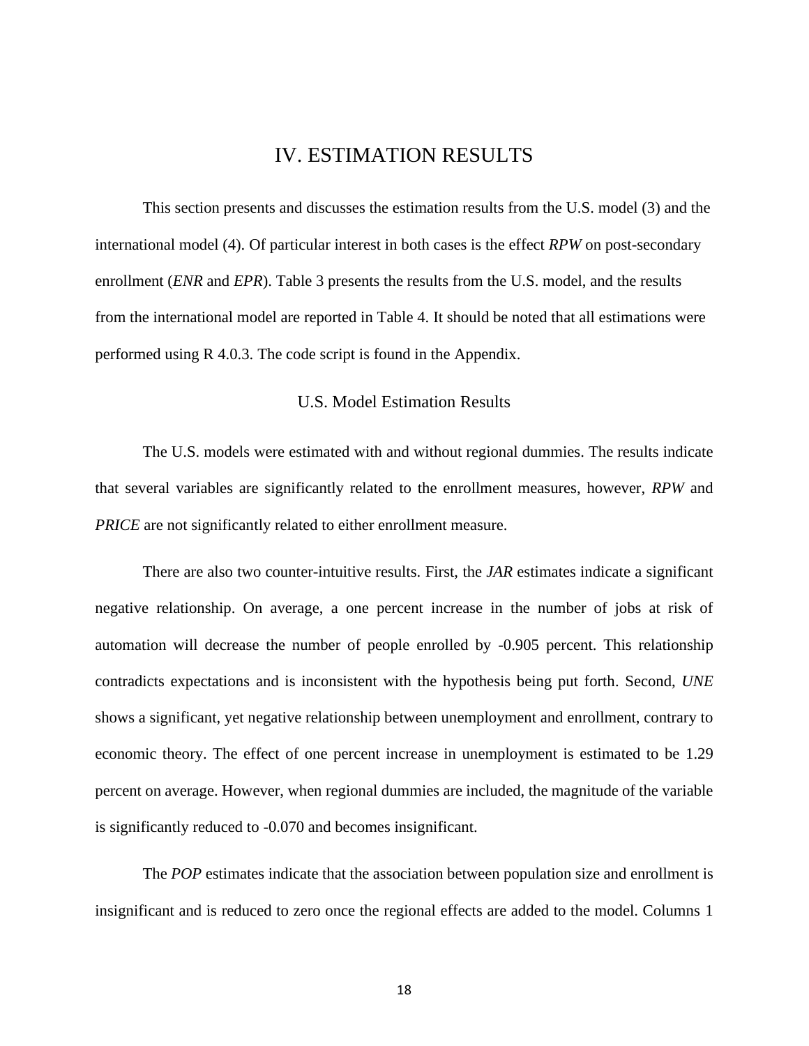# IV. ESTIMATION RESULTS

This section presents and discusses the estimation results from the U.S. model (3) and the international model (4). Of particular interest in both cases is the effect *RPW* on post-secondary enrollment (*ENR* and *EPR*). Table 3 presents the results from the U.S. model, and the results from the international model are reported in Table 4. It should be noted that all estimations were performed using R 4.0.3. The code script is found in the Appendix.

## U.S. Model Estimation Results

The U.S. models were estimated with and without regional dummies. The results indicate that several variables are significantly related to the enrollment measures, however, *RPW* and *PRICE* are not significantly related to either enrollment measure.

There are also two counter-intuitive results. First, the *JAR* estimates indicate a significant negative relationship. On average, a one percent increase in the number of jobs at risk of automation will decrease the number of people enrolled by -0.905 percent. This relationship contradicts expectations and is inconsistent with the hypothesis being put forth. Second, *UNE* shows a significant, yet negative relationship between unemployment and enrollment, contrary to economic theory. The effect of one percent increase in unemployment is estimated to be 1.29 percent on average. However, when regional dummies are included, the magnitude of the variable is significantly reduced to -0.070 and becomes insignificant.

The *POP* estimates indicate that the association between population size and enrollment is insignificant and is reduced to zero once the regional effects are added to the model. Columns 1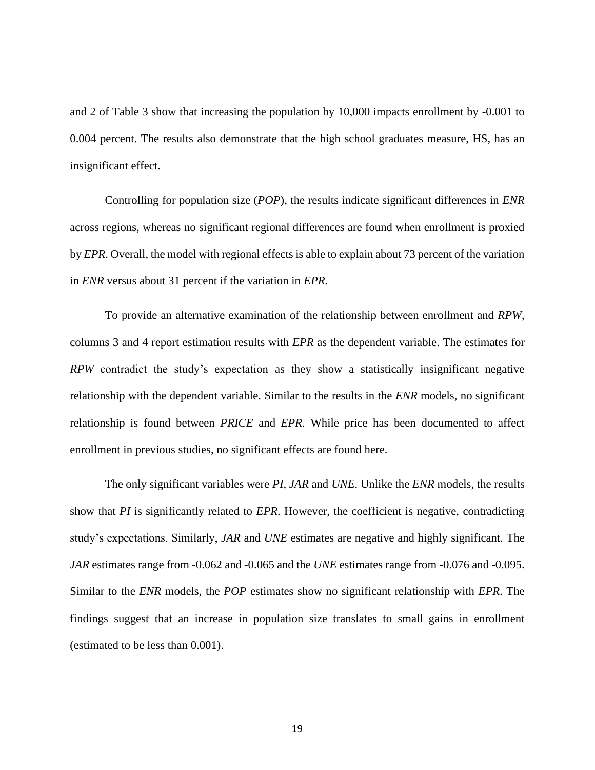and 2 of Table 3 show that increasing the population by 10,000 impacts enrollment by -0.001 to 0.004 percent. The results also demonstrate that the high school graduates measure, HS, has an insignificant effect.

Controlling for population size (*POP*), the results indicate significant differences in *ENR* across regions, whereas no significant regional differences are found when enrollment is proxied by *EPR*. Overall, the model with regional effects is able to explain about 73 percent of the variation in *ENR* versus about 31 percent if the variation in *EPR.*

To provide an alternative examination of the relationship between enrollment and *RPW*, columns 3 and 4 report estimation results with *EPR* as the dependent variable. The estimates for *RPW* contradict the study's expectation as they show a statistically insignificant negative relationship with the dependent variable. Similar to the results in the *ENR* models, no significant relationship is found between *PRICE* and *EPR*. While price has been documented to affect enrollment in previous studies, no significant effects are found here.

The only significant variables were *PI*, *JAR* and *UNE*. Unlike the *ENR* models, the results show that *PI* is significantly related to *EPR*. However, the coefficient is negative, contradicting study's expectations. Similarly, *JAR* and *UNE* estimates are negative and highly significant. The *JAR* estimates range from -0.062 and -0.065 and the *UNE* estimates range from -0.076 and -0.095. Similar to the *ENR* models, the *POP* estimates show no significant relationship with *EPR*. The findings suggest that an increase in population size translates to small gains in enrollment (estimated to be less than 0.001).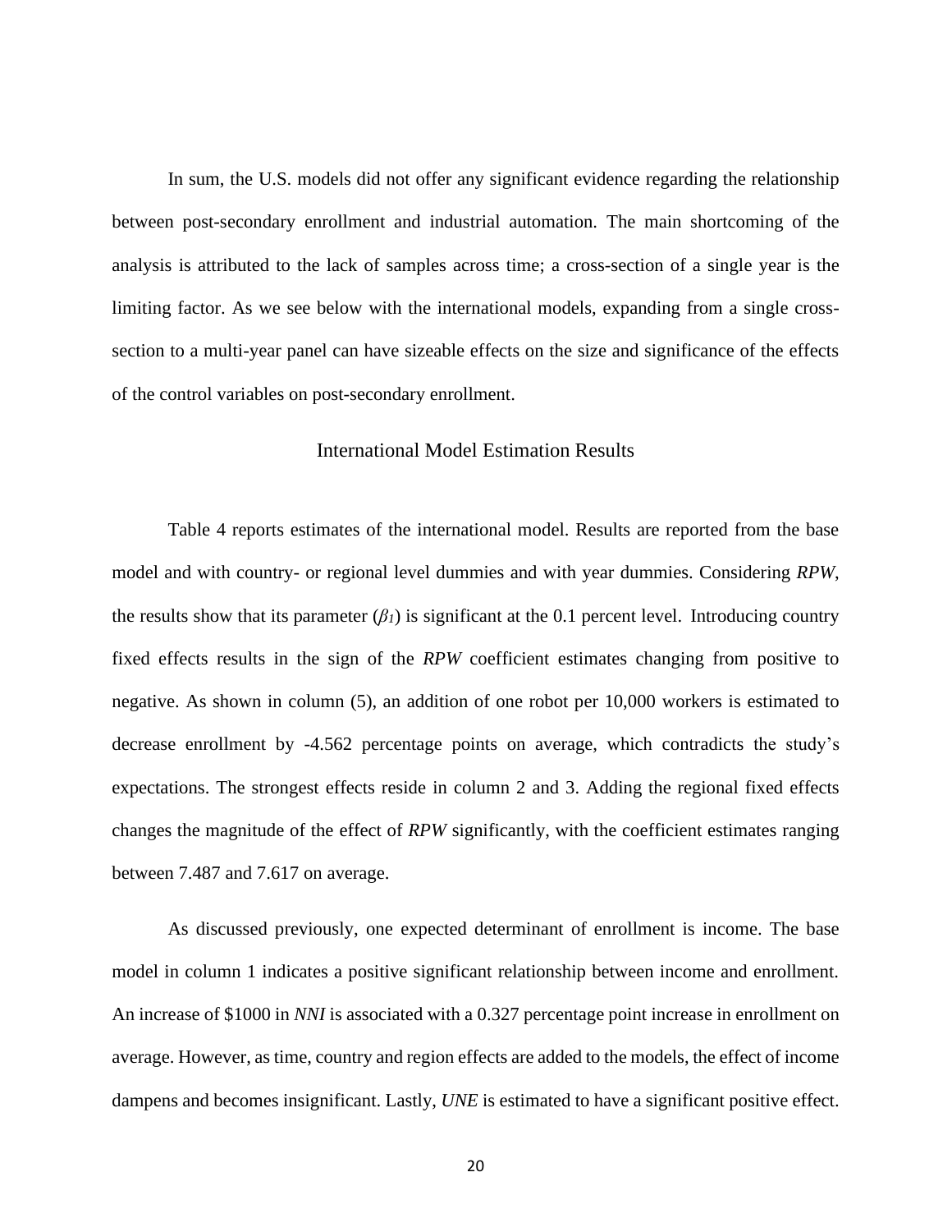In sum, the U.S. models did not offer any significant evidence regarding the relationship between post-secondary enrollment and industrial automation. The main shortcoming of the analysis is attributed to the lack of samples across time; a cross-section of a single year is the limiting factor. As we see below with the international models, expanding from a single cross-section to a multi-year panel can have sizeable effects on the size and significance of the effects of the control variables on post-secondary enrollment.

## International Model Estimation Results

Table 4 reports estimates of the international model. Results are reported from the base model and with country- or regional level dummies and with year dummies. Considering *RPW*, the results show that its parameter ($\beta_1$) is significant at the 0.1 percent level. Introducing country fixed effects results in the sign of the *RPW* coefficient estimates changing from positive to negative. As shown in column (5), an addition of one robot per 10,000 workers is estimated to decrease enrollment by -4.562 percentage points on average, which contradicts the study's expectations. The strongest effects reside in column 2 and 3. Adding the regional fixed effects changes the magnitude of the effect of *RPW* significantly, with the coefficient estimates ranging between 7.487 and 7.617 on average.

As discussed previously, one expected determinant of enrollment is income. The base model in column 1 indicates a positive significant relationship between income and enrollment. An increase of $1000 in *NNI* is associated with a 0.327 percentage point increase in enrollment on average. However, as time, country and region effects are added to the models, the effect of income dampens and becomes insignificant. Lastly, *UNE* is estimated to have a significant positive effect.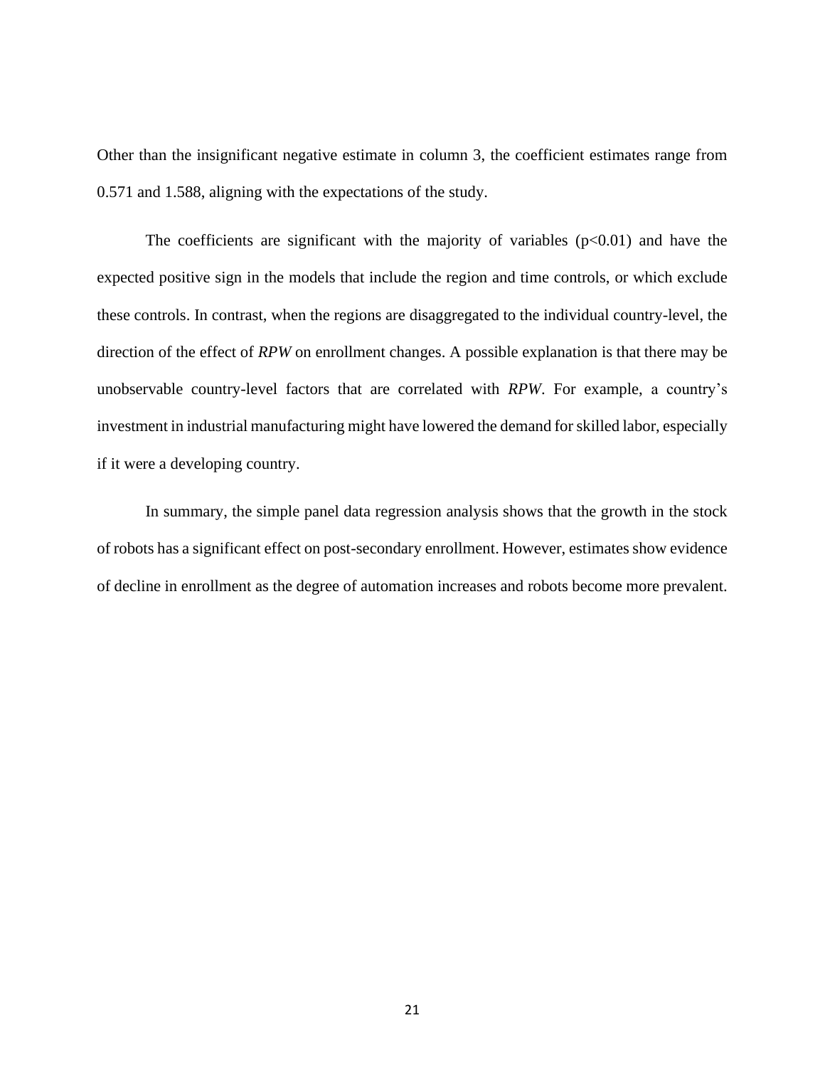Other than the insignificant negative estimate in column 3, the coefficient estimates range from 0.571 and 1.588, aligning with the expectations of the study.

The coefficients are significant with the majority of variables ($p<0.01$) and have the expected positive sign in the models that include the region and time controls, or which exclude these controls. In contrast, when the regions are disaggregated to the individual country-level, the direction of the effect of *RPW* on enrollment changes. A possible explanation is that there may be unobservable country-level factors that are correlated with *RPW*. For example, a country's investment in industrial manufacturing might have lowered the demand for skilled labor, especially if it were a developing country.

In summary, the simple panel data regression analysis shows that the growth in the stock of robots has a significant effect on post-secondary enrollment. However, estimates show evidence of decline in enrollment as the degree of automation increases and robots become more prevalent.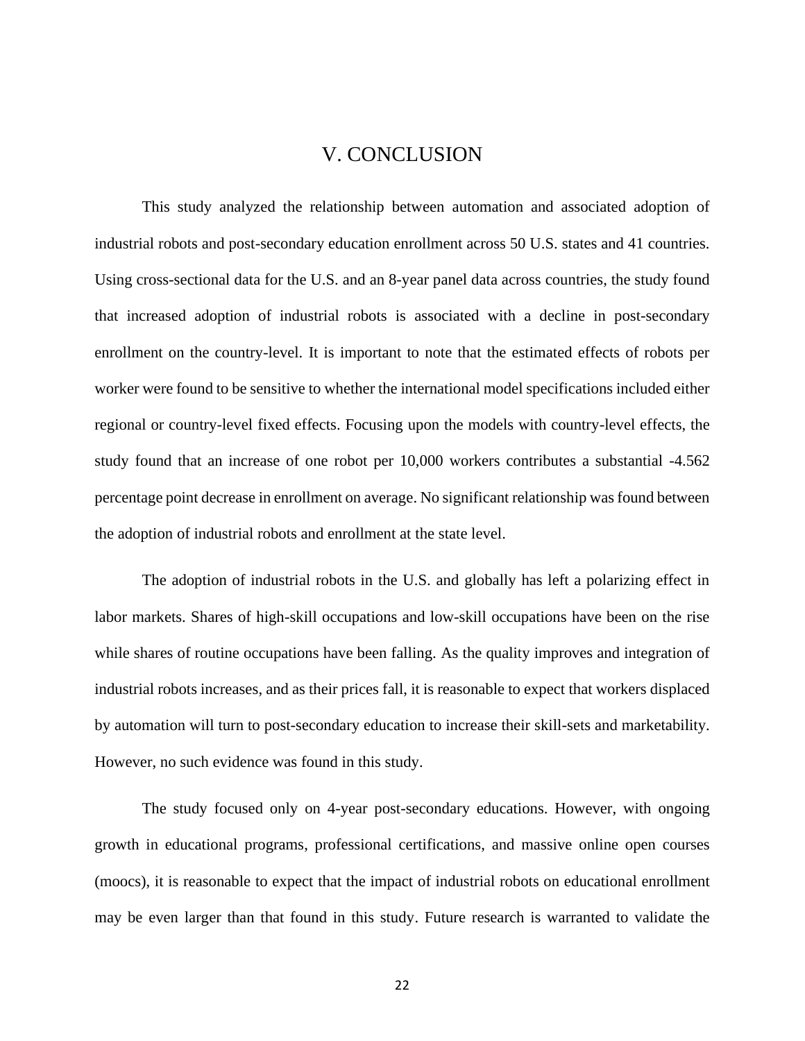# V. CONCLUSION

This study analyzed the relationship between automation and associated adoption of industrial robots and post-secondary education enrollment across 50 U.S. states and 41 countries. Using cross-sectional data for the U.S. and an 8-year panel data across countries, the study found that increased adoption of industrial robots is associated with a decline in post-secondary enrollment on the country-level. It is important to note that the estimated effects of robots per worker were found to be sensitive to whether the international model specifications included either regional or country-level fixed effects. Focusing upon the models with country-level effects, the study found that an increase of one robot per 10,000 workers contributes a substantial -4.562 percentage point decrease in enrollment on average. No significant relationship was found between the adoption of industrial robots and enrollment at the state level.

The adoption of industrial robots in the U.S. and globally has left a polarizing effect in labor markets. Shares of high-skill occupations and low-skill occupations have been on the rise while shares of routine occupations have been falling. As the quality improves and integration of industrial robots increases, and as their prices fall, it is reasonable to expect that workers displaced by automation will turn to post-secondary education to increase their skill-sets and marketability. However, no such evidence was found in this study.

The study focused only on 4-year post-secondary educations. However, with ongoing growth in educational programs, professional certifications, and massive online open courses (moocs), it is reasonable to expect that the impact of industrial robots on educational enrollment may be even larger than that found in this study. Future research is warranted to validate the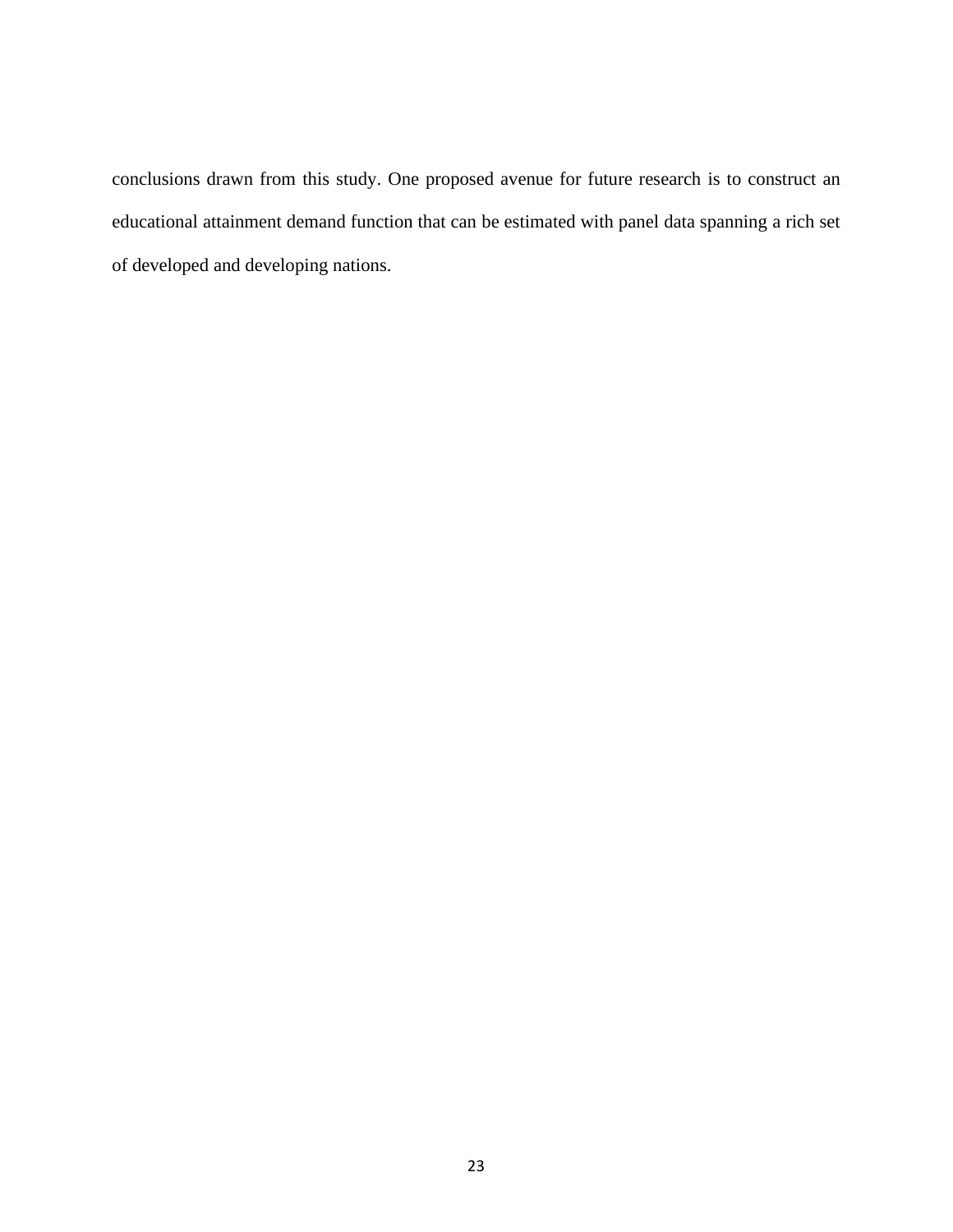conclusions drawn from this study. One proposed avenue for future research is to construct an educational attainment demand function that can be estimated with panel data spanning a rich set of developed and developing nations.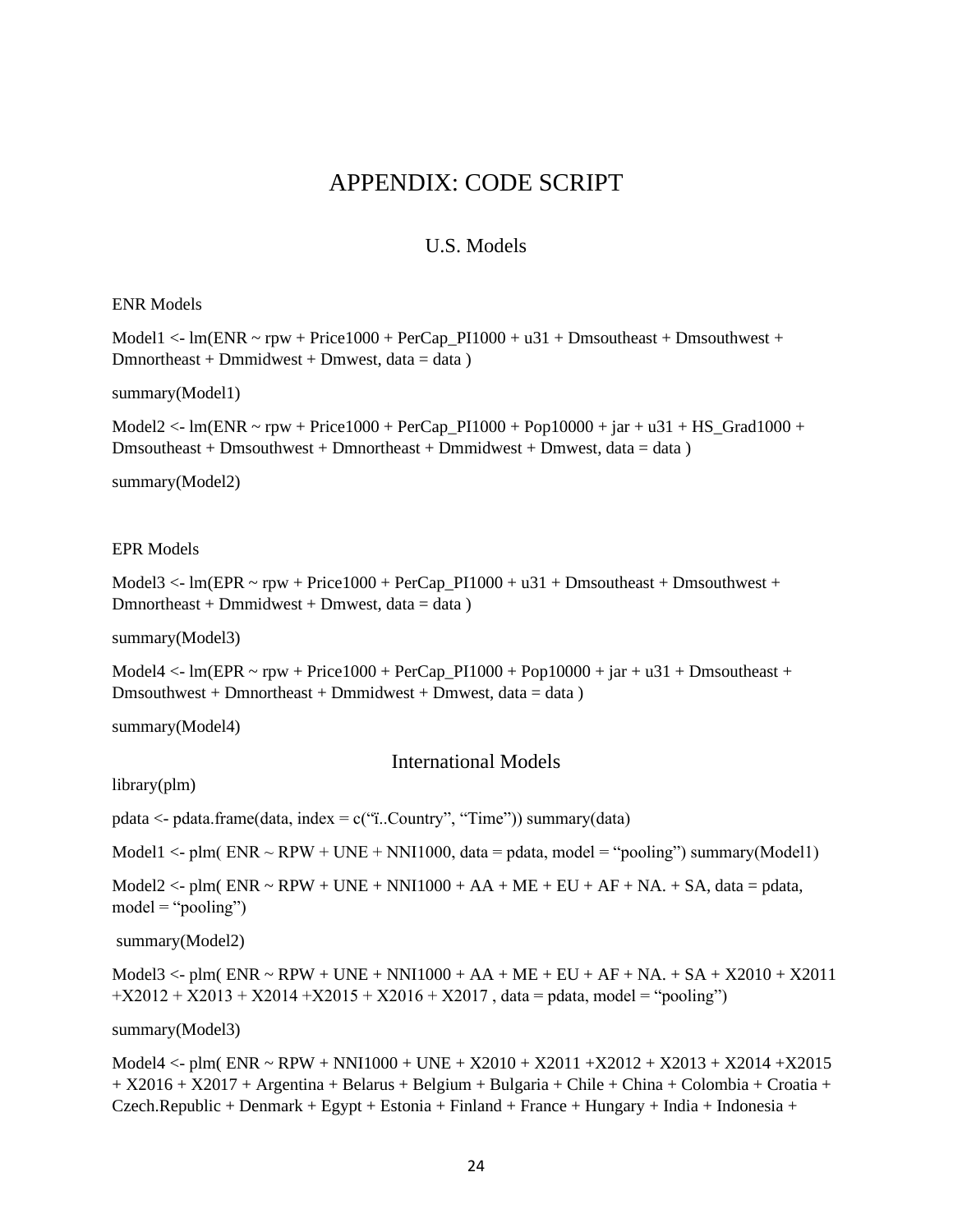# APPENDIX: CODE SCRIPT

## U.S. Models

ENR Models

```
Model1 <- lm(ENR ~ rpw + Price1000 + PerCap_PI1000 + u31 + Dmsoutheast + Dmsouthwest +
Dmnortheast + Dmmidwest + Dmwest, data = data )

summary(Model1)

Model2 <- lm(ENR ~ rpw + Price1000 + PerCap_PI1000 + Pop10000 + jar + u31 + HS_Grad1000 +
Dmsoutheast + Dmsouthwest + Dmnortheast + Dmmidwest + Dmwest, data = data )

summary(Model2)
```

EPR Models

```
Model3 <- lm(EPR ~ rpw + Price1000 + PerCap_PI1000 + u31 + Dmsoutheast + Dmsouthwest +
Dmnortheast + Dmmidwest + Dmwest, data = data )

summary(Model3)

Model4 <- lm(EPR ~ rpw + Price1000 + PerCap_PI1000 + Pop10000 + jar + u31 + Dmsoutheast +
Dmsouthwest + Dmnortheast + Dmmidwest + Dmwest, data = data )

summary(Model4)
```

## International Models

```
library(plm)

pdata <- pdata.frame(data, index = c("ï..Country", "Time")) summary(data)

Model1 <- plm( ENR ~ RPW + UNE + NNI1000, data = pdata, model = "pooling") summary(Model1)

Model2 <- plm( ENR ~ RPW + UNE + NNI1000 + AA + ME + EU + AF + NA. + SA, data = pdata,
model = "pooling")

 summary(Model2)

Model3 <- plm( ENR ~ RPW + UNE + NNI1000 + AA + ME + EU + AF + NA. + SA + X2010 + X2011
+X2012 + X2013 + X2014 +X2015 + X2016 + X2017 , data = pdata, model = "pooling")

summary(Model3)

Model4 <- plm( ENR ~ RPW + NNI1000 + UNE + X2010 + X2011 +X2012 + X2013 + X2014 +X2015
+ X2016 + X2017 + Argentina + Belarus + Belgium + Bulgaria + Chile + China + Colombia + Croatia +
Czech.Republic + Denmark + Egypt + Estonia + Finland + France + Hungary + India + Indonesia +
```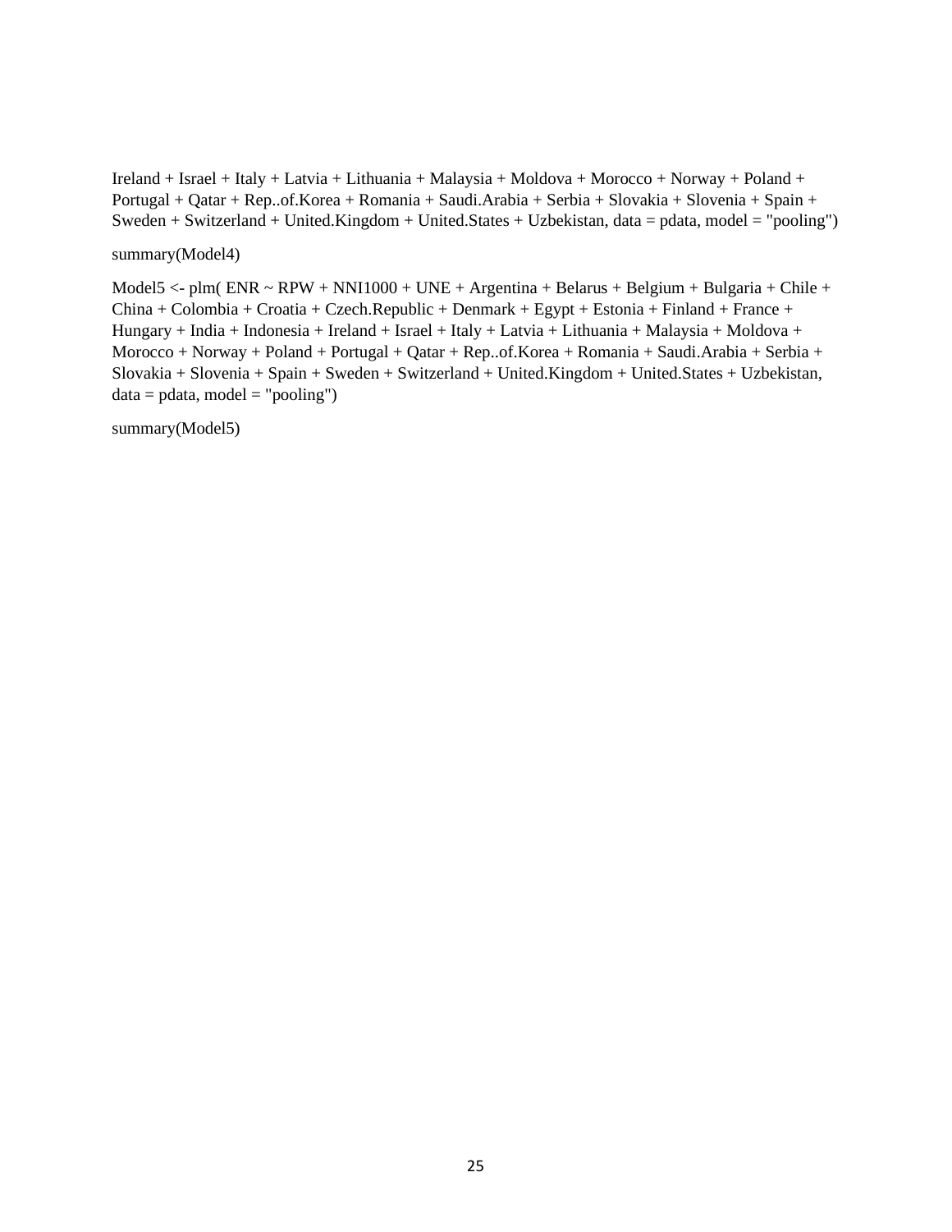Ireland + Israel + Italy + Latvia + Lithuania + Malaysia + Moldova + Morocco + Norway + Poland + Portugal + Qatar + Rep..of.Korea + Romania + Saudi.Arabia + Serbia + Slovakia + Slovenia + Spain + Sweden + Switzerland + United.Kingdom + United.States + Uzbekistan, data = pdata, model = "pooling")

summary(Model4)

Model5 <- plm( ENR ~ RPW + NNI1000 + UNE + Argentina + Belarus + Belgium + Bulgaria + Chile + China + Colombia + Croatia + Czech.Republic + Denmark + Egypt + Estonia + Finland + France + Hungary + India + Indonesia + Ireland + Israel + Italy + Latvia + Lithuania + Malaysia + Moldova + Morocco + Norway + Poland + Portugal + Qatar + Rep..of.Korea + Romania + Saudi.Arabia + Serbia + Slovakia + Slovenia + Spain + Sweden + Switzerland + United.Kingdom + United.States + Uzbekistan, data = pdata, model = "pooling")

summary(Model5)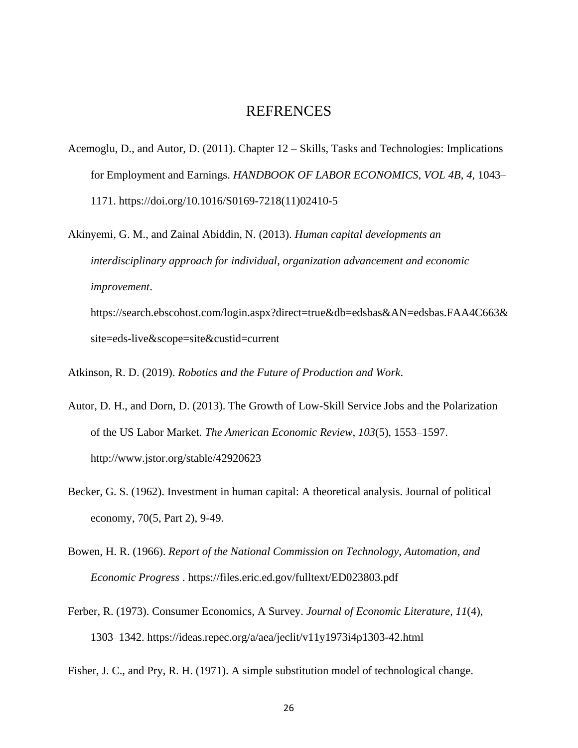# REFRENCES

Acemoglu, D., and Autor, D. (2011). Chapter 12 – Skills, Tasks and Technologies: Implications for Employment and Earnings. *HANDBOOK OF LABOR ECONOMICS, VOL 4B*, *4*, 1043–1171. https://doi.org/10.1016/S0169-7218(11)02410-5

Akinyemi, G. M., and Zainal Abiddin, N. (2013). *Human capital developments an interdisciplinary approach for individual, organization advancement and economic improvement*. https://search.ebscohost.com/login.aspx?direct=true&db=edsbas&AN=edsbas.FAA4C663&site=eds-live&scope=site&custid=current

Atkinson, R. D. (2019). *Robotics and the Future of Production and Work*.

Autor, D. H., and Dorn, D. (2013). The Growth of Low-Skill Service Jobs and the Polarization of the US Labor Market. *The American Economic Review*, *103*(5), 1553–1597. http://www.jstor.org/stable/42920623

Becker, G. S. (1962). Investment in human capital: A theoretical analysis. Journal of political economy, 70(5, Part 2), 9-49.

Bowen, H. R. (1966). *Report of the National Commission on Technology, Automation, and Economic Progress* . https://files.eric.ed.gov/fulltext/ED023803.pdf

Ferber, R. (1973). Consumer Economics, A Survey. *Journal of Economic Literature*, *11*(4), 1303–1342. https://ideas.repec.org/a/aea/jeclit/v11y1973i4p1303-42.html

Fisher, J. C., and Pry, R. H. (1971). A simple substitution model of technological change.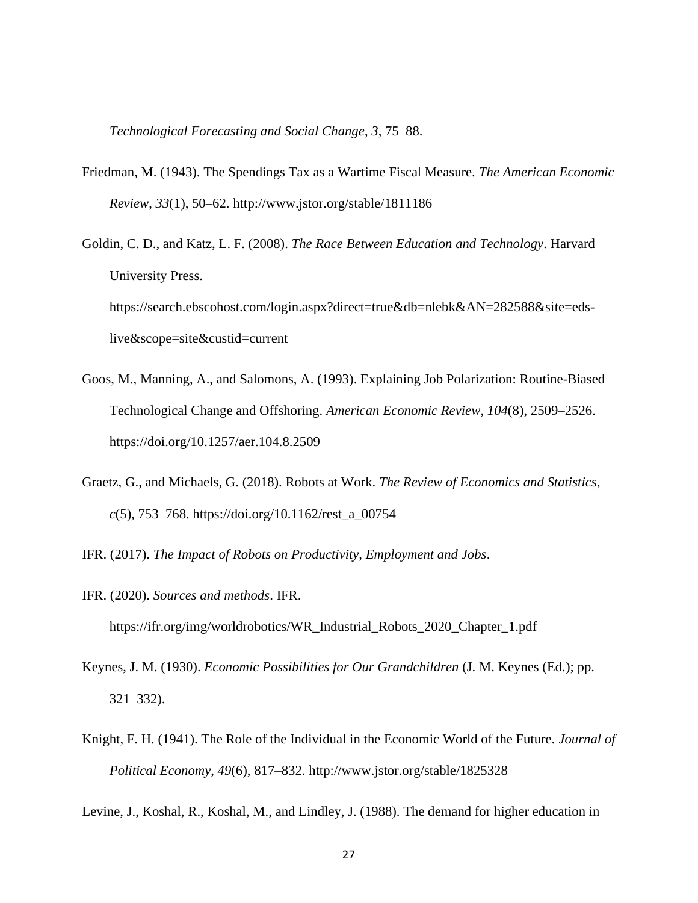*Technological Forecasting and Social Change*, *3*, 75–88.

Friedman, M. (1943). The Spendings Tax as a Wartime Fiscal Measure. *The American Economic Review*, *33*(1), 50–62. http://www.jstor.org/stable/1811186

Goldin, C. D., and Katz, L. F. (2008). *The Race Between Education and Technology*. Harvard University Press. https://search.ebscohost.com/login.aspx?direct=true&db=nlebk&AN=282588&site=eds-live&scope=site&custid=current

Goos, M., Manning, A., and Salomons, A. (1993). Explaining Job Polarization: Routine-Biased Technological Change and Offshoring. *American Economic Review*, *104*(8), 2509–2526. https://doi.org/10.1257/aer.104.8.2509

Graetz, G., and Michaels, G. (2018). Robots at Work. *The Review of Economics and Statistics*, *c*(5), 753–768. https://doi.org/10.1162/rest_a_00754

IFR. (2017). *The Impact of Robots on Productivity, Employment and Jobs*.

IFR. (2020). *Sources and methods*. IFR. https://ifr.org/img/worldrobotics/WR_Industrial_Robots_2020_Chapter_1.pdf

Keynes, J. M. (1930). *Economic Possibilities for Our Grandchildren* (J. M. Keynes (Ed.); pp. 321–332).

Knight, F. H. (1941). The Role of the Individual in the Economic World of the Future. *Journal of Political Economy*, *49*(6), 817–832. http://www.jstor.org/stable/1825328

Levine, J., Koshal, R., Koshal, M., and Lindley, J. (1988). The demand for higher education in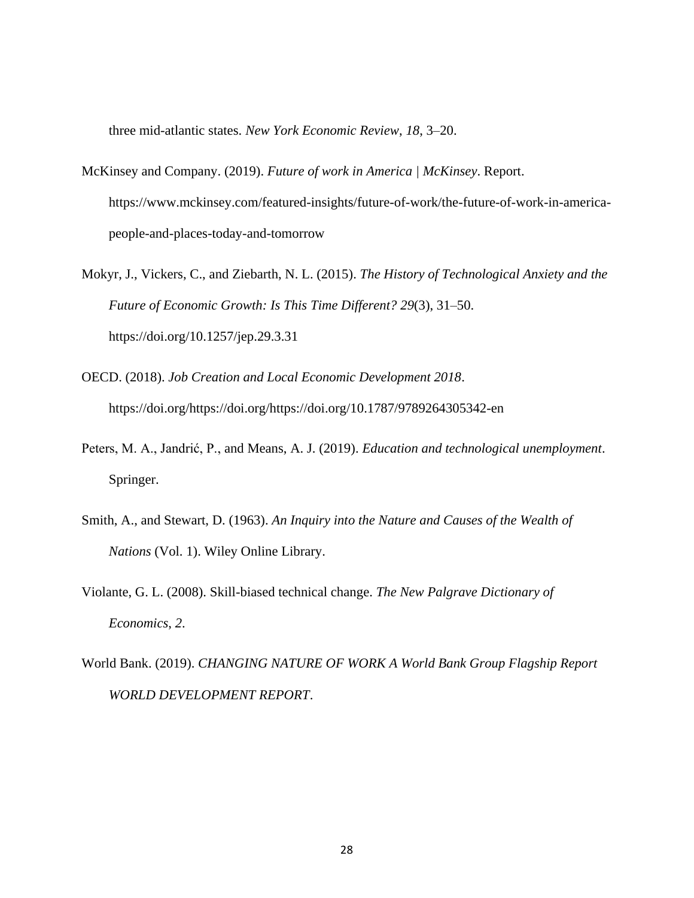three mid-atlantic states. *New York Economic Review*, *18*, 3–20.

McKinsey and Company. (2019). *Future of work in America | McKinsey*. Report. https://www.mckinsey.com/featured-insights/future-of-work/the-future-of-work-in-america-people-and-places-today-and-tomorrow

Mokyr, J., Vickers, C., and Ziebarth, N. L. (2015). *The History of Technological Anxiety and the Future of Economic Growth: Is This Time Different? 29*(3), 31–50. https://doi.org/10.1257/jep.29.3.31

OECD. (2018). *Job Creation and Local Economic Development 2018*. https://doi.org/https://doi.org/https://doi.org/10.1787/9789264305342-en

Peters, M. A., Jandrić, P., and Means, A. J. (2019). *Education and technological unemployment*. Springer.

Smith, A., and Stewart, D. (1963). *An Inquiry into the Nature and Causes of the Wealth of Nations* (Vol. 1). Wiley Online Library.

Violante, G. L. (2008). Skill-biased technical change. *The New Palgrave Dictionary of Economics*, *2*.

World Bank. (2019). *CHANGING NATURE OF WORK A World Bank Group Flagship Report WORLD DEVELOPMENT REPORT*.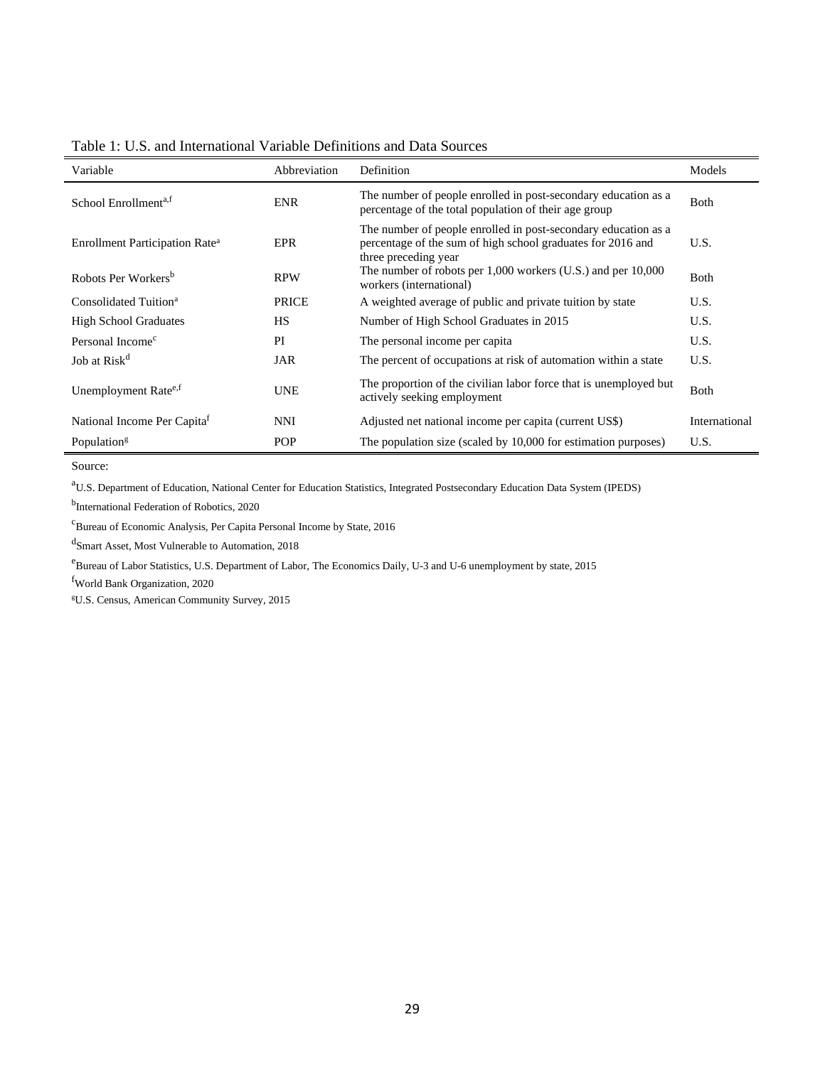Table 1: U.S. and International Variable Definitions and Data Sources

| Variable | Abbreviation | Definition | Models |
|---|---|---|---|
| School Enrollment[a,f] | ENR | The number of people enrolled in post-secondary education as a percentage of the total population of their age group | Both |
| Enrollment Participation Rate[a] | EPR | The number of people enrolled in post-secondary education as a percentage of the sum of high school graduates for 2016 and three preceding year | U.S. |
| Robots Per Workers[b] | RPW | The number of robots per 1,000 workers (U.S.) and per 10,000 workers (international) | Both |
| Consolidated Tuition[a] | PRICE | A weighted average of public and private tuition by state | U.S. |
| High School Graduates | HS | Number of High School Graduates in 2015 | U.S. |
| Personal Income[c] | PI | The personal income per capita | U.S. |
| Job at Risk[d] | JAR | The percent of occupations at risk of automation within a state | U.S. |
| Unemployment Rate[e,f] | UNE | The proportion of the civilian labor force that is unemployed but actively seeking employment | Both |
| National Income Per Capita[f] | NNI | Adjusted net national income per capita (current US$) | International |
| Population[g] | POP | The population size (scaled by 10,000 for estimation purposes) | U.S. |

Source:

[a]U.S. Department of Education, National Center for Education Statistics, Integrated Postsecondary Education Data System (IPEDS)

[b]International Federation of Robotics, 2020

[c]Bureau of Economic Analysis, Per Capita Personal Income by State, 2016

[d]Smart Asset, Most Vulnerable to Automation, 2018

[e]Bureau of Labor Statistics, U.S. Department of Labor, The Economics Daily, U-3 and U-6 unemployment by state, 2015

[f]World Bank Organization, 2020

[g]U.S. Census, American Community Survey, 2015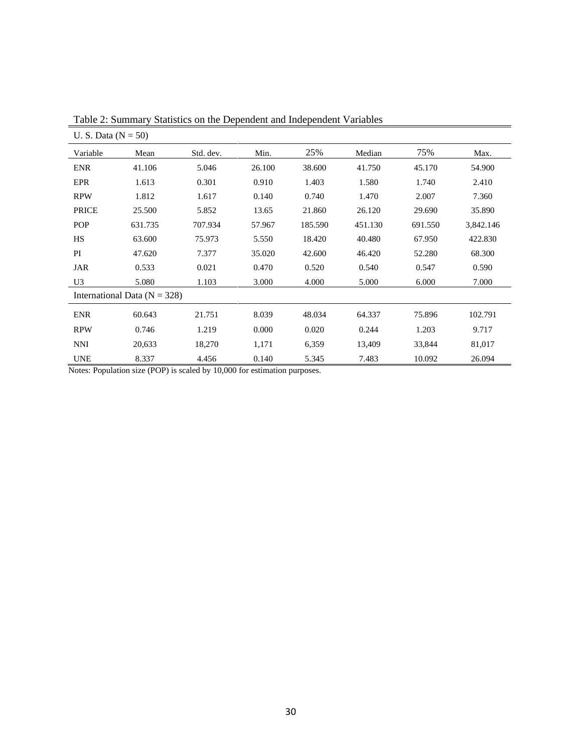Table 2: Summary Statistics on the Dependent and Independent Variables

| U. S. Data (N = 50) | | | | | | | |
|---|---|---|---|---|---|---|---|
| Variable | Mean | Std. dev. | Min. | 25% | Median | 75% | Max. |
| ENR | 41.106 | 5.046 | 26.100 | 38.600 | 41.750 | 45.170 | 54.900 |
| EPR | 1.613 | 0.301 | 0.910 | 1.403 | 1.580 | 1.740 | 2.410 |
| RPW | 1.812 | 1.617 | 0.140 | 0.740 | 1.470 | 2.007 | 7.360 |
| PRICE | 25.500 | 5.852 | 13.65 | 21.860 | 26.120 | 29.690 | 35.890 |
| POP | 631.735 | 707.934 | 57.967 | 185.590 | 451.130 | 691.550 | 3,842.146 |
| HS | 63.600 | 75.973 | 5.550 | 18.420 | 40.480 | 67.950 | 422.830 |
| PI | 47.620 | 7.377 | 35.020 | 42.600 | 46.420 | 52.280 | 68.300 |
| JAR | 0.533 | 0.021 | 0.470 | 0.520 | 0.540 | 0.547 | 0.590 |
| U3 | 5.080 | 1.103 | 3.000 | 4.000 | 5.000 | 6.000 | 7.000 |
| International Data (N = 328) | | | | | | | |
| ENR | 60.643 | 21.751 | 8.039 | 48.034 | 64.337 | 75.896 | 102.791 |
| RPW | 0.746 | 1.219 | 0.000 | 0.020 | 0.244 | 1.203 | 9.717 |
| NNI | 20,633 | 18,270 | 1,171 | 6,359 | 13,409 | 33,844 | 81,017 |
| UNE | 8.337 | 4.456 | 0.140 | 5.345 | 7.483 | 10.092 | 26.094 |

Notes: Population size (POP) is scaled by 10,000 for estimation purposes.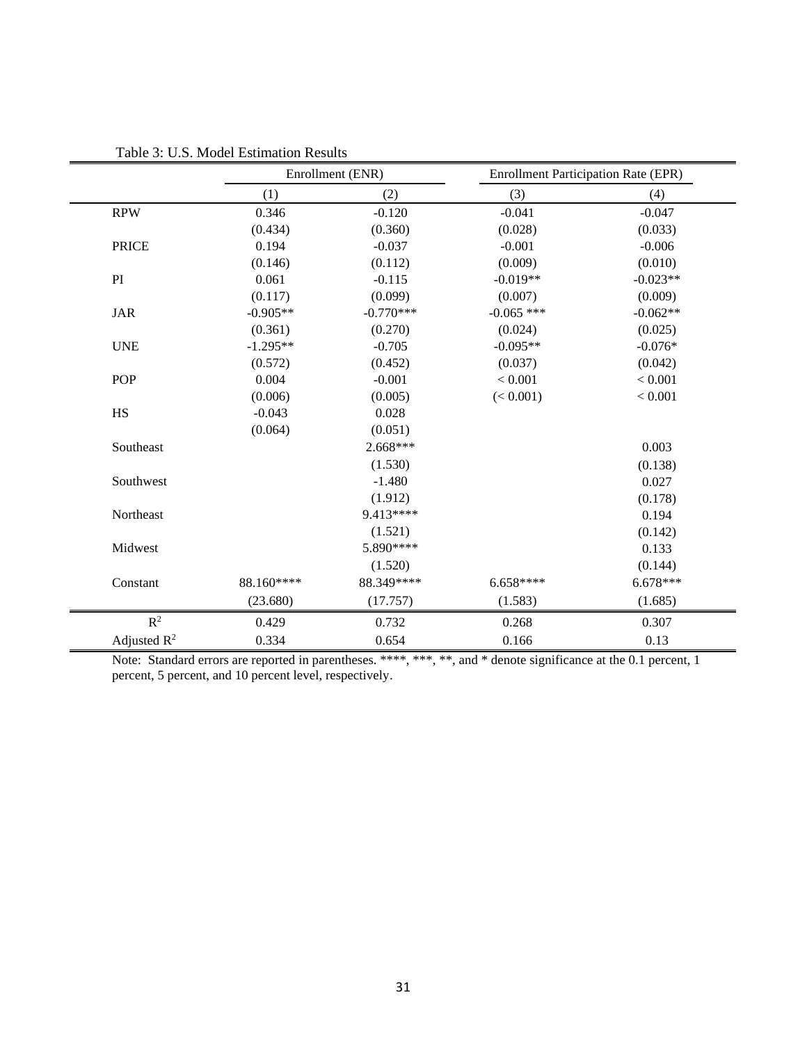Table 3: U.S. Model Estimation Results

| | Enrollment (ENR) | | Enrollment Participation Rate (EPR) | |
|---|---|---|---|---|
| | (1) | (2) | (3) | (4) |
| RPW | 0.346 | -0.120 | -0.041 | -0.047 |
| | (0.434) | (0.360) | (0.028) | (0.033) |
| PRICE | 0.194 | -0.037 | -0.001 | -0.006 |
| | (0.146) | (0.112) | (0.009) | (0.010) |
| PI | 0.061 | -0.115 | -0.019** | -0.023** |
| | (0.117) | (0.099) | (0.007) | (0.009) |
| JAR | -0.905** | -0.770*** | -0.065 *** | -0.062** |
| | (0.361) | (0.270) | (0.024) | (0.025) |
| UNE | -1.295** | -0.705 | -0.095** | -0.076* |
| | (0.572) | (0.452) | (0.037) | (0.042) |
| POP | 0.004 | -0.001 | < 0.001 | < 0.001 |
| | (0.006) | (0.005) | (< 0.001) | < 0.001 |
| HS | -0.043 | 0.028 | | |
| | (0.064) | (0.051) | | |
| Southeast | | 2.668*** | | 0.003 |
| | | (1.530) | | (0.138) |
| Southwest | | -1.480 | | 0.027 |
| | | (1.912) | | (0.178) |
| Northeast | | 9.413**** | | 0.194 |
| | | (1.521) | | (0.142) |
| Midwest | | 5.890**** | | 0.133 |
| | | (1.520) | | (0.144) |
| Constant | 88.160**** | 88.349**** | 6.658**** | 6.678*** |
| | (23.680) | (17.757) | (1.583) | (1.685) |
| $R^2$ | 0.429 | 0.732 | 0.268 | 0.307 |
| Adjusted $R^2$ | 0.334 | 0.654 | 0.166 | 0.13 |

Note: Standard errors are reported in parentheses. ****, ***, **, and * denote significance at the 0.1 percent, 1 percent, 5 percent, and 10 percent level, respectively.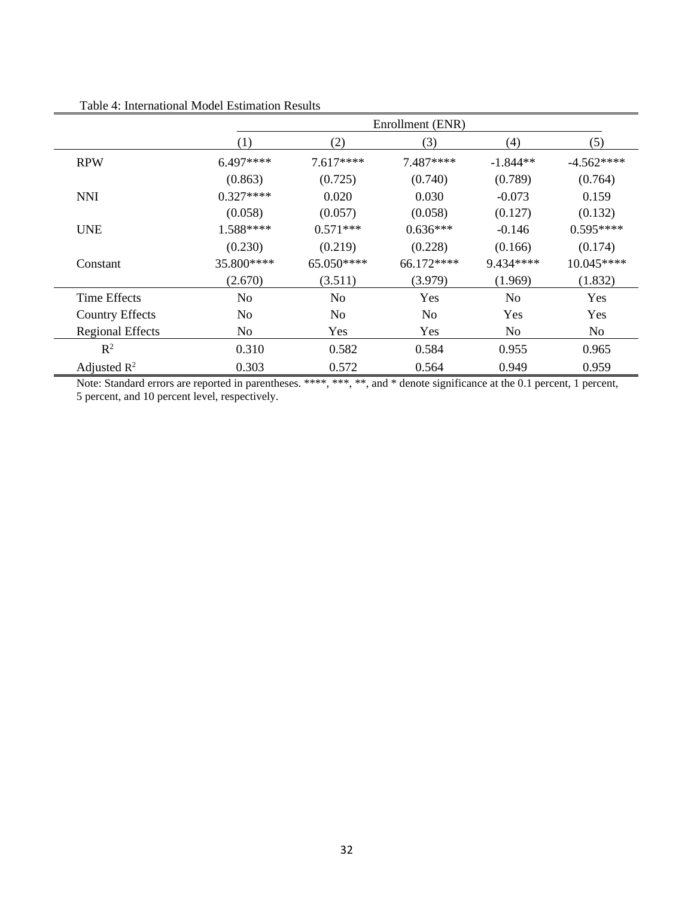Table 4: International Model Estimation Results

| | Enrollment (ENR) | | | | |
|---|---|---|---|---|---|
| | (1) | (2) | (3) | (4) | (5) |
| RPW | 6.497**** | 7.617**** | 7.487**** | -1.844** | -4.562**** |
| | (0.863) | (0.725) | (0.740) | (0.789) | (0.764) |
| NNI | 0.327**** | 0.020 | 0.030 | -0.073 | 0.159 |
| | (0.058) | (0.057) | (0.058) | (0.127) | (0.132) |
| UNE | 1.588**** | 0.571*** | 0.636*** | -0.146 | 0.595**** |
| | (0.230) | (0.219) | (0.228) | (0.166) | (0.174) |
| Constant | 35.800**** | 65.050**** | 66.172**** | 9.434**** | 10.045**** |
| | (2.670) | (3.511) | (3.979) | (1.969) | (1.832) |
| Time Effects | No | No | Yes | No | Yes |
| Country Effects | No | No | No | Yes | Yes |
| Regional Effects | No | Yes | Yes | No | No |
| $R^2$ | 0.310 | 0.582 | 0.584 | 0.955 | 0.965 |
| Adjusted $R^2$ | 0.303 | 0.572 | 0.564 | 0.949 | 0.959 |

Note: Standard errors are reported in parentheses. ****, ***, **, and * denote significance at the 0.1 percent, 1 percent, 5 percent, and 10 percent level, respectively.